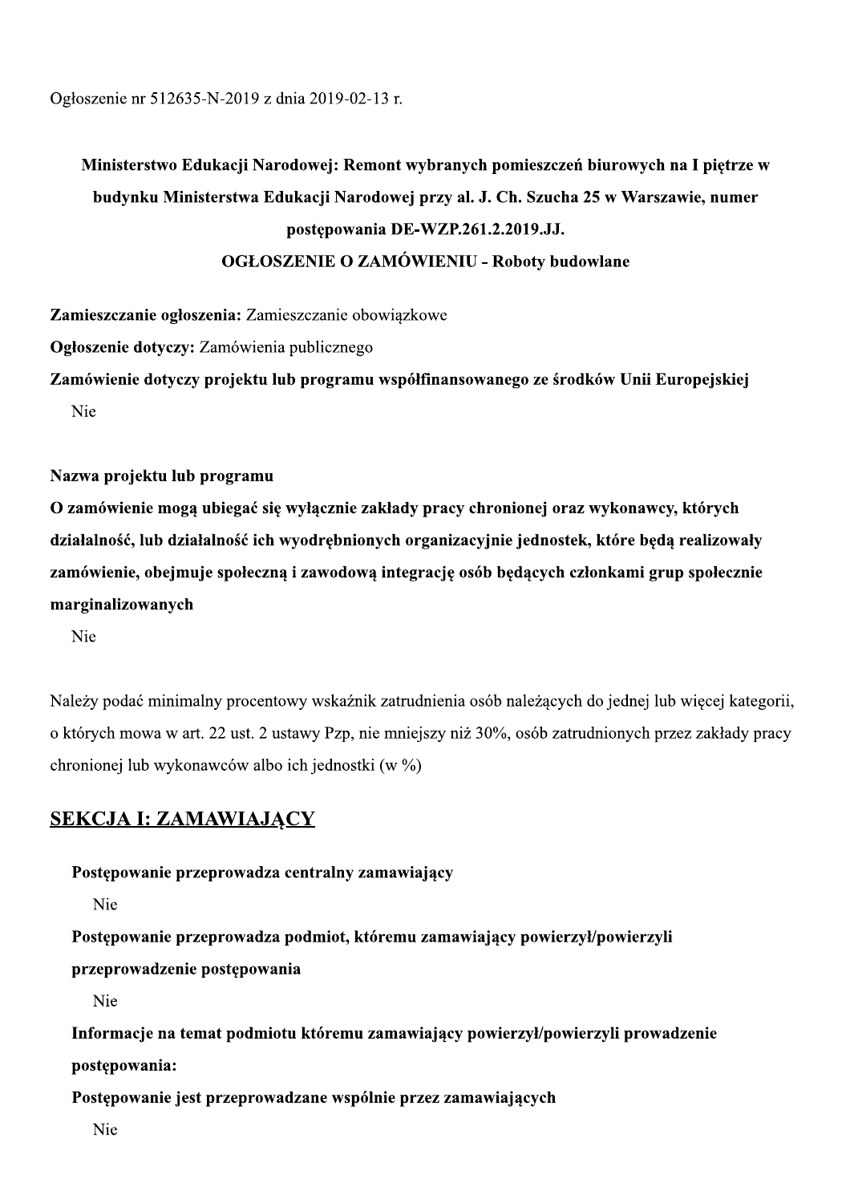Ogłoszenie nr 512635-N-2019 z dnia 2019-02-13 r.

# Ministerstwo Edukacji Narodowej: Remont wybranych pomieszczeń biurowych na I piętrze w budynku Ministerstwa Edukacji Narodowej przy al. J. Ch. Szucha 25 w Warszawie, numer postępowania DE-WZP.261.2.2019.JJ.

## OGŁOSZENIE O ZAMÓWIENIU - Roboty budowlane

**Zamieszczanie ogłoszenia:** Zamieszczanie obowiązkowe

**Ogłoszenie dotyczy:** Zamówienia publicznego

**Zamówienie dotyczy projektu lub programu współfinansowanego ze środków Unii Europejskiej**

Nie

**Nazwa projektu lub programu**

**O zamówienie mogą ubiegać się wyłącznie zakłady pracy chronionej oraz wykonawcy, których działalność, lub działalność ich wyodrębnionych organizacyjnie jednostek, które będą realizowały zamówienie, obejmuje społeczną i zawodową integrację osób będących członkami grup społecznie marginalizowanych**

Nie

Należy podać minimalny procentowy wskaźnik zatrudnienia osób należących do jednej lub więcej kategorii, o których mowa w art. 22 ust. 2 ustawy Pzp, nie mniejszy niż 30%, osób zatrudnionych przez zakłady pracy chronionej lub wykonawców albo ich jednostki (w %)

## SEKCJA I: ZAMAWIAJĄCY

**Postępowanie przeprowadza centralny zamawiający**

Nie

**Postępowanie przeprowadza podmiot, któremu zamawiający powierzył/powierzyli przeprowadzenie postępowania**

Nie

**Informacje na temat podmiotu któremu zamawiający powierzył/powierzyli prowadzenie postępowania:**

**Postępowanie jest przeprowadzane wspólnie przez zamawiających**

Nie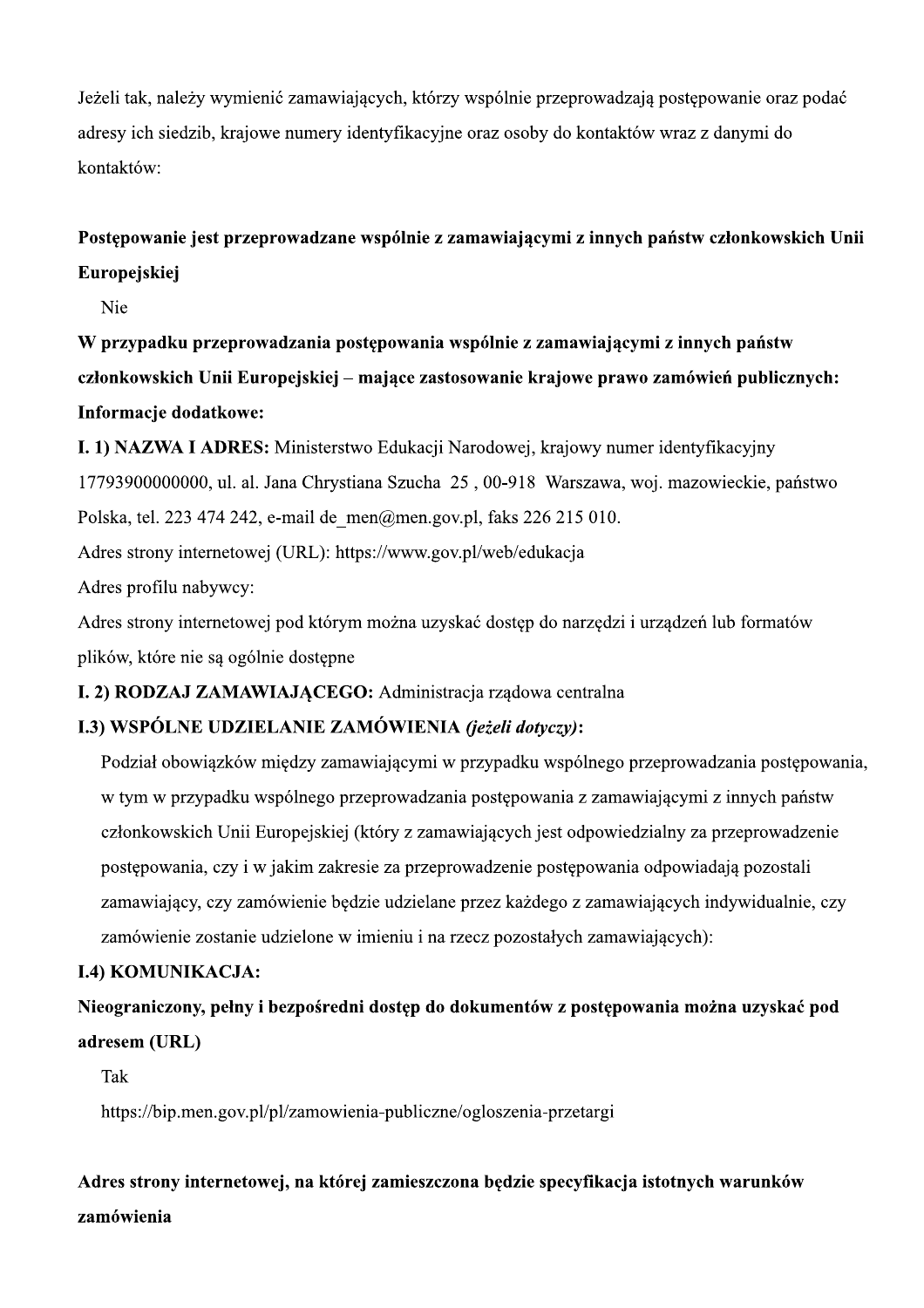Jeżeli tak, należy wymienić zamawiających, którzy wspólnie przeprowadzają postępowanie oraz podać adresy ich siedzib, krajowe numery identyfikacyjne oraz osoby do kontaktów wraz z danymi do kontaktów:

**Postępowanie jest przeprowadzane wspólnie z zamawiającymi z innych państw członkowskich Unii Europejskiej**

Nie

**W przypadku przeprowadzania postępowania wspólnie z zamawiającymi z innych państw członkowskich Unii Europejskiej – mające zastosowanie krajowe prawo zamówień publicznych:**

**Informacje dodatkowe:**

**I. 1) NAZWA I ADRES:** Ministerstwo Edukacji Narodowej, krajowy numer identyfikacyjny 17793900000000, ul. al. Jana Chrystiana Szucha 25 , 00-918 Warszawa, woj. mazowieckie, państwo Polska, tel. 223 474 242, e-mail de_men@men.gov.pl, faks 226 215 010.

Adres strony internetowej (URL): https://www.gov.pl/web/edukacja

Adres profilu nabywcy:

Adres strony internetowej pod którym można uzyskać dostęp do narzędzi i urządzeń lub formatów plików, które nie są ogólnie dostępne

**I. 2) RODZAJ ZAMAWIAJĄCEGO:** Administracja rządowa centralna

**I.3) WSPÓLNE UDZIELANIE ZAMÓWIENIA *(jeżeli dotyczy)*:**

Podział obowiązków między zamawiającymi w przypadku wspólnego przeprowadzania postępowania, w tym w przypadku wspólnego przeprowadzania postępowania z zamawiającymi z innych państw członkowskich Unii Europejskiej (który z zamawiających jest odpowiedzialny za przeprowadzenie postępowania, czy i w jakim zakresie za przeprowadzenie postępowania odpowiadają pozostali zamawiający, czy zamówienie będzie udzielane przez każdego z zamawiających indywidualnie, czy zamówienie zostanie udzielone w imieniu i na rzecz pozostałych zamawiających):

**I.4) KOMUNIKACJA:**

**Nieograniczony, pełny i bezpośredni dostęp do dokumentów z postępowania można uzyskać pod adresem (URL)**

Tak

https://bip.men.gov.pl/pl/zamowienia-publiczne/ogloszenia-przetargi

**Adres strony internetowej, na której zamieszczona będzie specyfikacja istotnych warunków zamówienia**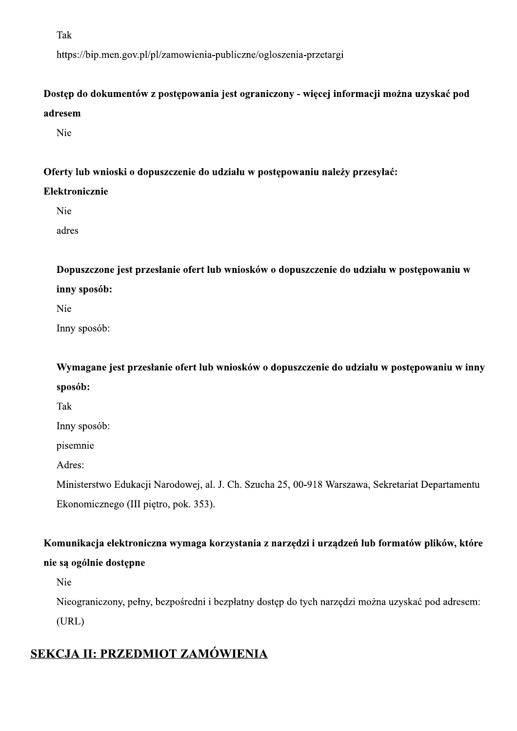Tak

https://bip.men.gov.pl/pl/zamowienia-publiczne/ogloszenia-przetargi

**Dostęp do dokumentów z postępowania jest ograniczony - więcej informacji można uzyskać pod adresem**

Nie

**Oferty lub wnioski o dopuszczenie do udziału w postępowaniu należy przesyłać:**

**Elektronicznie**

Nie

adres

**Dopuszczone jest przesłanie ofert lub wniosków o dopuszczenie do udziału w postępowaniu w inny sposób:**

Nie

Inny sposób:

**Wymagane jest przesłanie ofert lub wniosków o dopuszczenie do udziału w postępowaniu w inny sposób:**

Tak

Inny sposób:

pisemnie

Adres:

Ministerstwo Edukacji Narodowej, al. J. Ch. Szucha 25, 00-918 Warszawa, Sekretariat Departamentu Ekonomicznego (III piętro, pok. 353).

**Komunikacja elektroniczna wymaga korzystania z narzędzi i urządzeń lub formatów plików, które nie są ogólnie dostępne**

Nie

Nieograniczony, pełny, bezpośredni i bezpłatny dostęp do tych narzędzi można uzyskać pod adresem: (URL)

## SEKCJA II: PRZEDMIOT ZAMÓWIENIA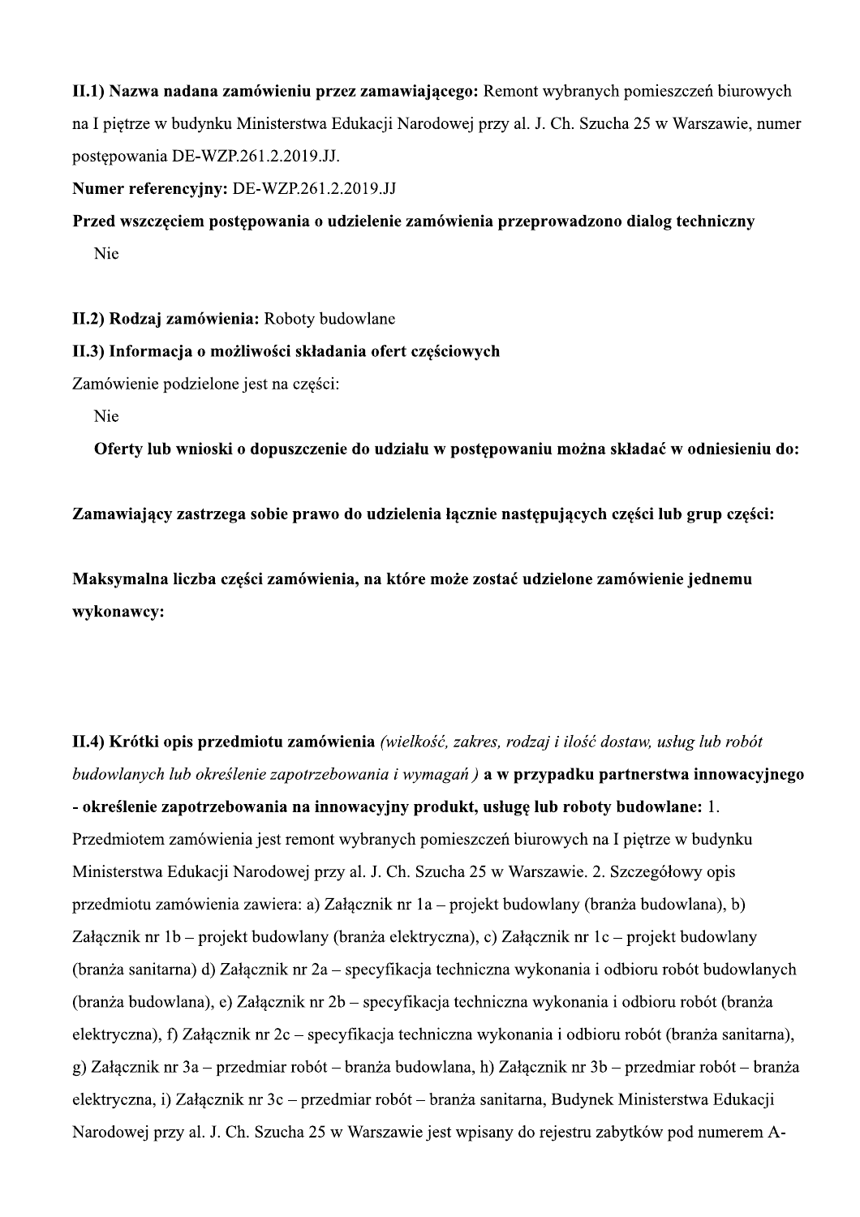**II.1) Nazwa nadana zamówieniu przez zamawiającego:** Remont wybranych pomieszczeń biurowych na I piętrze w budynku Ministerstwa Edukacji Narodowej przy al. J. Ch. Szucha 25 w Warszawie, numer postępowania DE-WZP.261.2.2019.JJ.

**Numer referencyjny:** DE-WZP.261.2.2019.JJ

**Przed wszczęciem postępowania o udzielenie zamówienia przeprowadzono dialog techniczny**

Nie

**II.2) Rodzaj zamówienia:** Roboty budowlane

**II.3) Informacja o możliwości składania ofert częściowych**

Zamówienie podzielone jest na części:

Nie

**Oferty lub wnioski o dopuszczenie do udziału w postępowaniu można składać w odniesieniu do:**

**Zamawiający zastrzega sobie prawo do udzielenia łącznie następujących części lub grup części:**

**Maksymalna liczba części zamówienia, na które może zostać udzielone zamówienie jednemu wykonawcy:**

**II.4) Krótki opis przedmiotu zamówienia** *(wielkość, zakres, rodzaj i ilość dostaw, usług lub robót budowlanych lub określenie zapotrzebowania i wymagań )* **a w przypadku partnerstwa innowacyjnego - określenie zapotrzebowania na innowacyjny produkt, usługę lub roboty budowlane:** 1. Przedmiotem zamówienia jest remont wybranych pomieszczeń biurowych na I piętrze w budynku Ministerstwa Edukacji Narodowej przy al. J. Ch. Szucha 25 w Warszawie. 2. Szczegółowy opis przedmiotu zamówienia zawiera: a) Załącznik nr 1a – projekt budowlany (branża budowlana), b) Załącznik nr 1b – projekt budowlany (branża elektryczna), c) Załącznik nr 1c – projekt budowlany (branża sanitarna) d) Załącznik nr 2a – specyfikacja techniczna wykonania i odbioru robót budowlanych (branża budowlana), e) Załącznik nr 2b – specyfikacja techniczna wykonania i odbioru robót (branża elektryczna), f) Załącznik nr 2c – specyfikacja techniczna wykonania i odbioru robót (branża sanitarna), g) Załącznik nr 3a – przedmiar robót – branża budowlana, h) Załącznik nr 3b – przedmiar robót – branża elektryczna, i) Załącznik nr 3c – przedmiar robót – branża sanitarna, Budynek Ministerstwa Edukacji Narodowej przy al. J. Ch. Szucha 25 w Warszawie jest wpisany do rejestru zabytków pod numerem A-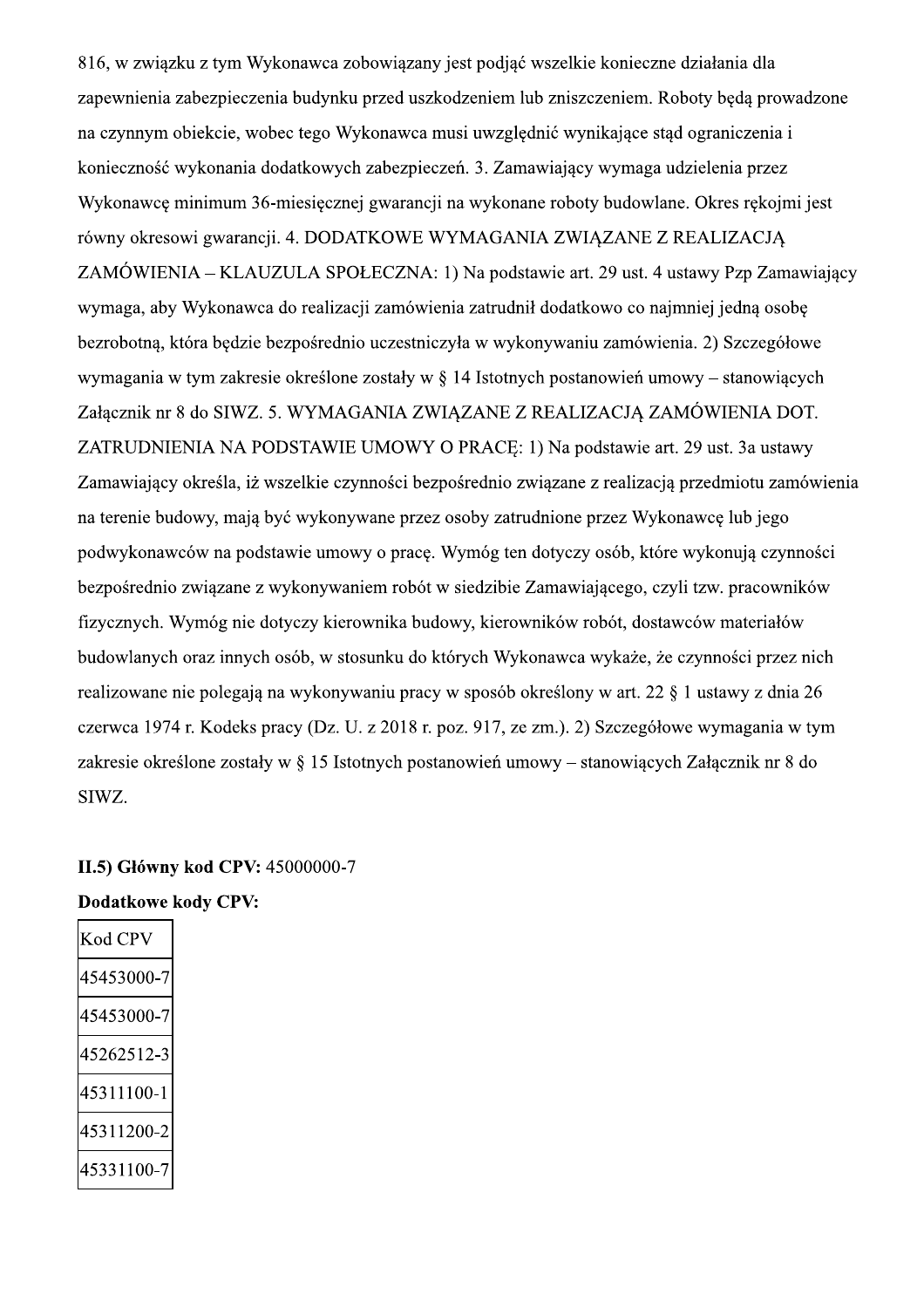816, w związku z tym Wykonawca zobowiązany jest podjąć wszelkie konieczne działania dla zapewnienia zabezpieczenia budynku przed uszkodzeniem lub zniszczeniem. Roboty będą prowadzone na czynnym obiekcie, wobec tego Wykonawca musi uwzględnić wynikające stąd ograniczenia i konieczność wykonania dodatkowych zabezpieczeń. 3. Zamawiający wymaga udzielenia przez Wykonawcę minimum 36-miesięcznej gwarancji na wykonane roboty budowlane. Okres rękojmi jest równy okresowi gwarancji. 4. DODATKOWE WYMAGANIA ZWIĄZANE Z REALIZACJĄ ZAMÓWIENIA – KLAUZULA SPOŁECZNA: 1) Na podstawie art. 29 ust. 4 ustawy Pzp Zamawiający wymaga, aby Wykonawca do realizacji zamówienia zatrudnił dodatkowo co najmniej jedną osobę bezrobotną, która będzie bezpośrednio uczestniczyła w wykonywaniu zamówienia. 2) Szczegółowe wymagania w tym zakresie określone zostały w § 14 Istotnych postanowień umowy – stanowiących Załącznik nr 8 do SIWZ. 5. WYMAGANIA ZWIĄZANE Z REALIZACJĄ ZAMÓWIENIA DOT. ZATRUDNIENIA NA PODSTAWIE UMOWY O PRACĘ: 1) Na podstawie art. 29 ust. 3a ustawy Zamawiający określa, iż wszelkie czynności bezpośrednio związane z realizacją przedmiotu zamówienia na terenie budowy, mają być wykonywane przez osoby zatrudnione przez Wykonawcę lub jego podwykonawców na podstawie umowy o pracę. Wymóg ten dotyczy osób, które wykonują czynności bezpośrednio związane z wykonywaniem robót w siedzibie Zamawiającego, czyli tzw. pracowników fizycznych. Wymóg nie dotyczy kierownika budowy, kierowników robót, dostawców materiałów budowlanych oraz innych osób, w stosunku do których Wykonawca wykaże, że czynności przez nich realizowane nie polegają na wykonywaniu pracy w sposób określony w art. 22 § 1 ustawy z dnia 26 czerwca 1974 r. Kodeks pracy (Dz. U. z 2018 r. poz. 917, ze zm.). 2) Szczegółowe wymagania w tym zakresie określone zostały w § 15 Istotnych postanowień umowy – stanowiących Załącznik nr 8 do SIWZ.

**II.5) Główny kod CPV:** 45000000-7

**Dodatkowe kody CPV:**

| Kod CPV |
|---|
| 45453000-7 |
| 45453000-7 |
| 45262512-3 |
| 45311100-1 |
| 45311200-2 |
| 45331100-7 |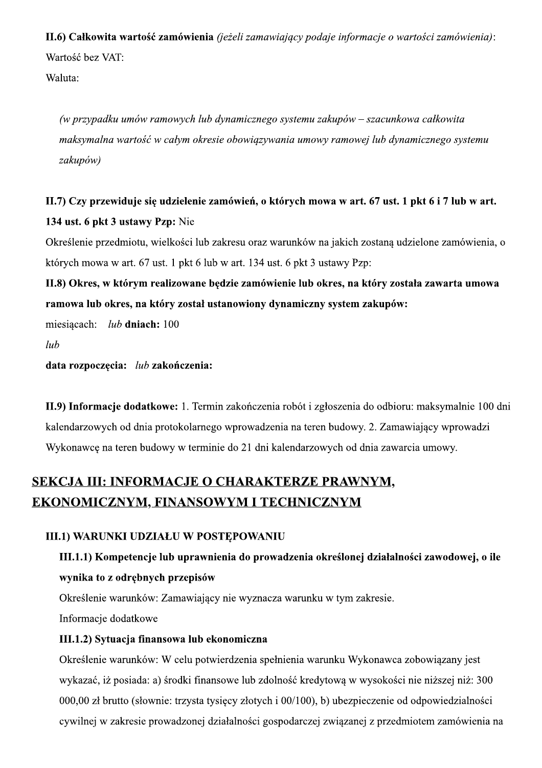**II.6) Całkowita wartość zamówienia** *(jeżeli zamawiający podaje informacje o wartości zamówienia)*:

Wartość bez VAT:

Waluta:

*(w przypadku umów ramowych lub dynamicznego systemu zakupów – szacunkowa całkowita maksymalna wartość w całym okresie obowiązywania umowy ramowej lub dynamicznego systemu zakupów)*

**II.7) Czy przewiduje się udzielenie zamówień, o których mowa w art. 67 ust. 1 pkt 6 i 7 lub w art. 134 ust. 6 pkt 3 ustawy Pzp:** Nie

Określenie przedmiotu, wielkości lub zakresu oraz warunków na jakich zostaną udzielone zamówienia, o których mowa w art. 67 ust. 1 pkt 6 lub w art. 134 ust. 6 pkt 3 ustawy Pzp:

**II.8) Okres, w którym realizowane będzie zamówienie lub okres, na który została zawarta umowa ramowa lub okres, na który został ustanowiony dynamiczny system zakupów:**

miesiącach: *lub* **dniach:** 100

*lub*

**data rozpoczęcia:** *lub* **zakończenia:**

**II.9) Informacje dodatkowe:** 1. Termin zakończenia robót i zgłoszenia do odbioru: maksymalnie 100 dni kalendarzowych od dnia protokolarnego wprowadzenia na teren budowy. 2. Zamawiający wprowadzi Wykonawcę na teren budowy w terminie do 21 dni kalendarzowych od dnia zawarcia umowy.

## SEKCJA III: INFORMACJE O CHARAKTERZE PRAWNYM, EKONOMICZNYM, FINANSOWYM I TECHNICZNYM

### III.1) WARUNKI UDZIAŁU W POSTĘPOWANIU

#### III.1.1) Kompetencje lub uprawnienia do prowadzenia określonej działalności zawodowej, o ile wynika to z odrębnych przepisów

Określenie warunków: Zamawiający nie wyznacza warunku w tym zakresie.

Informacje dodatkowe

#### III.1.2) Sytuacja finansowa lub ekonomiczna

Określenie warunków: W celu potwierdzenia spełnienia warunku Wykonawca zobowiązany jest wykazać, iż posiada: a) środki finansowe lub zdolność kredytową w wysokości nie niższej niż: 300 000,00 zł brutto (słownie: trzysta tysięcy złotych i 00/100), b) ubezpieczenie od odpowiedzialności cywilnej w zakresie prowadzonej działalności gospodarczej związanej z przedmiotem zamówienia na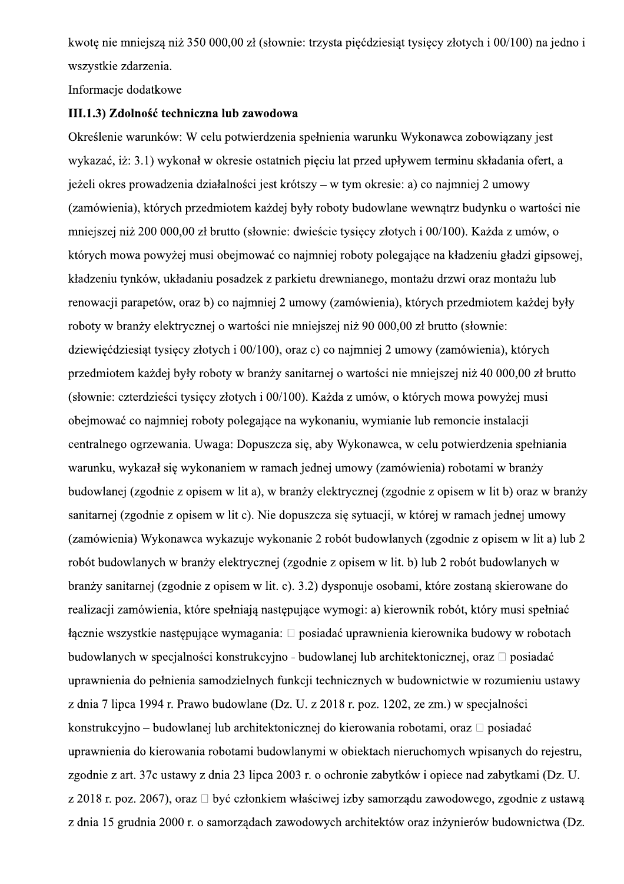kwotę nie mniejszą niż 350 000,00 zł (słownie: trzysta pięćdziesiąt tysięcy złotych i 00/100) na jedno i wszystkie zdarzenia.

Informacje dodatkowe

**III.1.3) Zdolność techniczna lub zawodowa**

Określenie warunków: W celu potwierdzenia spełnienia warunku Wykonawca zobowiązany jest wykazać, iż: 3.1) wykonał w okresie ostatnich pięciu lat przed upływem terminu składania ofert, a jeżeli okres prowadzenia działalności jest krótszy – w tym okresie: a) co najmniej 2 umowy (zamówienia), których przedmiotem każdej były roboty budowlane wewnątrz budynku o wartości nie mniejszej niż 200 000,00 zł brutto (słownie: dwieście tysięcy złotych i 00/100). Każda z umów, o których mowa powyżej musi obejmować co najmniej roboty polegające na kładzeniu gładzi gipsowej, kładzeniu tynków, układaniu posadzek z parkietu drewnianego, montażu drzwi oraz montażu lub renowacji parapetów, oraz b) co najmniej 2 umowy (zamówienia), których przedmiotem każdej były roboty w branży elektrycznej o wartości nie mniejszej niż 90 000,00 zł brutto (słownie: dziewięćdziesiąt tysięcy złotych i 00/100), oraz c) co najmniej 2 umowy (zamówienia), których przedmiotem każdej były roboty w branży sanitarnej o wartości nie mniejszej niż 40 000,00 zł brutto (słownie: czterdzieści tysięcy złotych i 00/100). Każda z umów, o których mowa powyżej musi obejmować co najmniej roboty polegające na wykonaniu, wymianie lub remoncie instalacji centralnego ogrzewania. Uwaga: Dopuszcza się, aby Wykonawca, w celu potwierdzenia spełniania warunku, wykazał się wykonaniem w ramach jednej umowy (zamówienia) robotami w branży budowlanej (zgodnie z opisem w lit a), w branży elektrycznej (zgodnie z opisem w lit b) oraz w branży sanitarnej (zgodnie z opisem w lit c). Nie dopuszcza się sytuacji, w której w ramach jednej umowy (zamówienia) Wykonawca wykazuje wykonanie 2 robót budowlanych (zgodnie z opisem w lit a) lub 2 robót budowlanych w branży elektrycznej (zgodnie z opisem w lit. b) lub 2 robót budowlanych w branży sanitarnej (zgodnie z opisem w lit. c). 3.2) dysponuje osobami, które zostaną skierowane do realizacji zamówienia, które spełniają następujące wymogi: a) kierownik robót, który musi spełniać łącznie wszystkie następujące wymagania:  posiadać uprawnienia kierownika budowy w robotach budowlanych w specjalności konstrukcyjno - budowlanej lub architektonicznej, oraz  posiadać uprawnienia do pełnienia samodzielnych funkcji technicznych w budownictwie w rozumieniu ustawy z dnia 7 lipca 1994 r. Prawo budowlane (Dz. U. z 2018 r. poz. 1202, ze zm.) w specjalności konstrukcyjno – budowlanej lub architektonicznej do kierowania robotami, oraz  posiadać uprawnienia do kierowania robotami budowlanymi w obiektach nieruchomych wpisanych do rejestru, zgodnie z art. 37c ustawy z dnia 23 lipca 2003 r. o ochronie zabytków i opiece nad zabytkami (Dz. U. z 2018 r. poz. 2067), oraz  być członkiem właściwej izby samorządu zawodowego, zgodnie z ustawą z dnia 15 grudnia 2000 r. o samorządach zawodowych architektów oraz inżynierów budownictwa (Dz.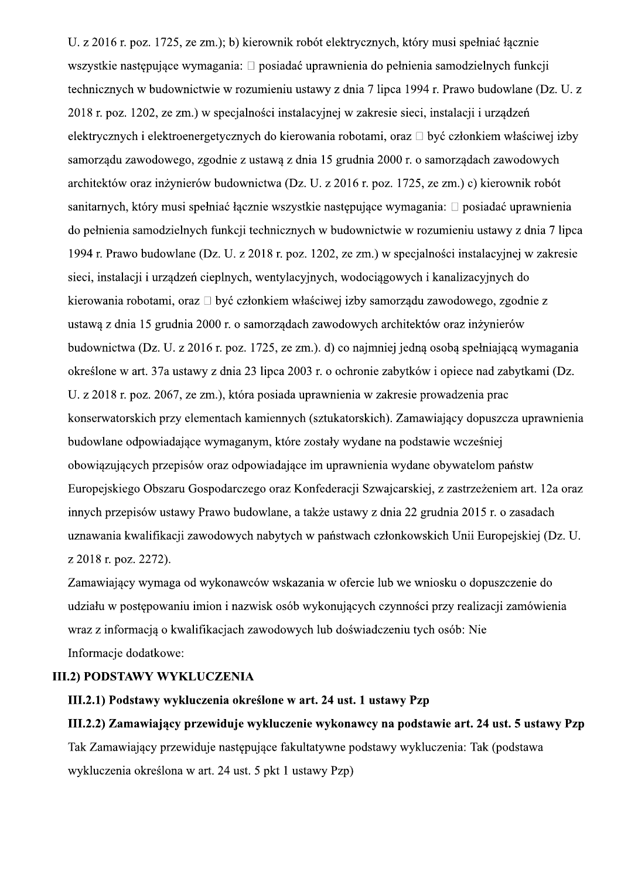U. z 2016 r. poz. 1725, ze zm.); b) kierownik robót elektrycznych, który musi spełniać łącznie wszystkie następujące wymagania:  posiadać uprawnienia do pełnienia samodzielnych funkcji technicznych w budownictwie w rozumieniu ustawy z dnia 7 lipca 1994 r. Prawo budowlane (Dz. U. z 2018 r. poz. 1202, ze zm.) w specjalności instalacyjnej w zakresie sieci, instalacji i urządzeń elektrycznych i elektroenergetycznych do kierowania robotami, oraz  być członkiem właściwej izby samorządu zawodowego, zgodnie z ustawą z dnia 15 grudnia 2000 r. o samorządach zawodowych architektów oraz inżynierów budownictwa (Dz. U. z 2016 r. poz. 1725, ze zm.) c) kierownik robót sanitarnych, który musi spełniać łącznie wszystkie następujące wymagania:  posiadać uprawnienia do pełnienia samodzielnych funkcji technicznych w budownictwie w rozumieniu ustawy z dnia 7 lipca 1994 r. Prawo budowlane (Dz. U. z 2018 r. poz. 1202, ze zm.) w specjalności instalacyjnej w zakresie sieci, instalacji i urządzeń cieplnych, wentylacyjnych, wodociągowych i kanalizacyjnych do kierowania robotami, oraz  być członkiem właściwej izby samorządu zawodowego, zgodnie z ustawą z dnia 15 grudnia 2000 r. o samorządach zawodowych architektów oraz inżynierów budownictwa (Dz. U. z 2016 r. poz. 1725, ze zm.). d) co najmniej jedną osobą spełniającą wymagania określone w art. 37a ustawy z dnia 23 lipca 2003 r. o ochronie zabytków i opiece nad zabytkami (Dz. U. z 2018 r. poz. 2067, ze zm.), która posiada uprawnienia w zakresie prowadzenia prac konserwatorskich przy elementach kamiennych (sztukatorskich). Zamawiający dopuszcza uprawnienia budowlane odpowiadające wymaganym, które zostały wydane na podstawie wcześniej obowiązujących przepisów oraz odpowiadające im uprawnienia wydane obywatelom państw Europejskiego Obszaru Gospodarczego oraz Konfederacji Szwajcarskiej, z zastrzeżeniem art. 12a oraz innych przepisów ustawy Prawo budowlane, a także ustawy z dnia 22 grudnia 2015 r. o zasadach uznawania kwalifikacji zawodowych nabytych w państwach członkowskich Unii Europejskiej (Dz. U. z 2018 r. poz. 2272).

Zamawiający wymaga od wykonawców wskazania w ofercie lub we wniosku o dopuszczenie do udziału w postępowaniu imion i nazwisk osób wykonujących czynności przy realizacji zamówienia wraz z informacją o kwalifikacjach zawodowych lub doświadczeniu tych osób: Nie

Informacje dodatkowe:

**III.2) PODSTAWY WYKLUCZENIA**

**III.2.1) Podstawy wykluczenia określone w art. 24 ust. 1 ustawy Pzp**

**III.2.2) Zamawiający przewiduje wykluczenie wykonawcy na podstawie art. 24 ust. 5 ustawy Pzp**

Tak Zamawiający przewiduje następujące fakultatywne podstawy wykluczenia: Tak (podstawa wykluczenia określona w art. 24 ust. 5 pkt 1 ustawy Pzp)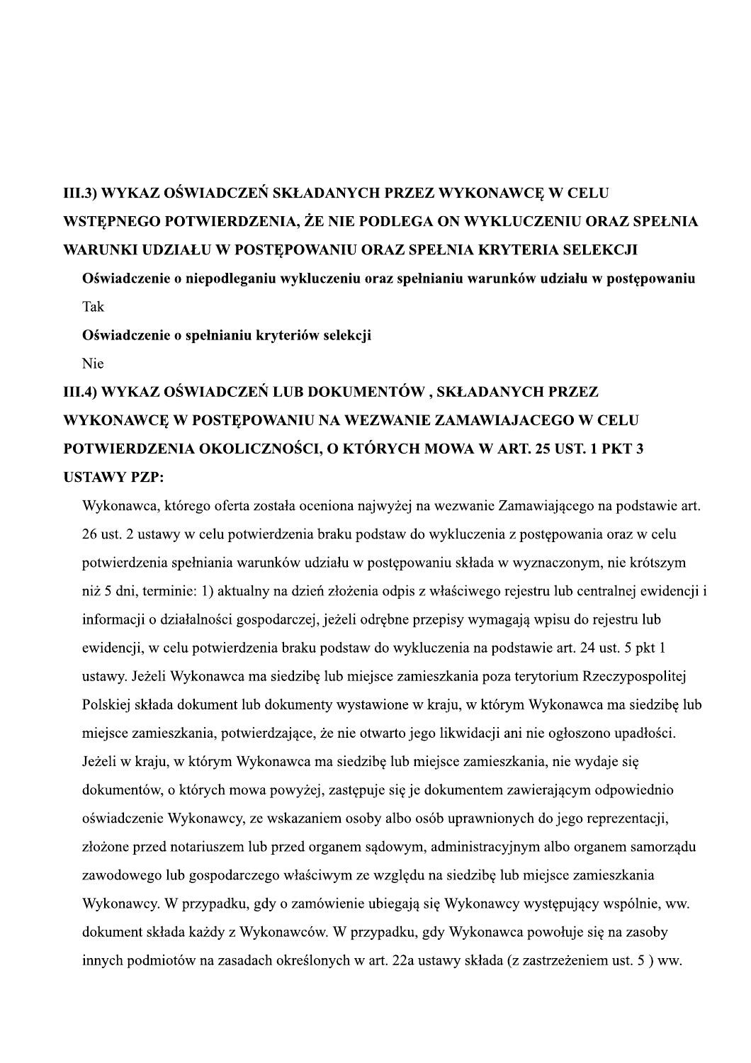## III.3) WYKAZ OŚWIADCZEŃ SKŁADANYCH PRZEZ WYKONAWCĘ W CELU WSTĘPNEGO POTWIERDZENIA, ŻE NIE PODLEGA ON WYKLUCZENIU ORAZ SPEŁNIA WARUNKI UDZIAŁU W POSTĘPOWANIU ORAZ SPEŁNIA KRYTERIA SELEKCJI

**Oświadczenie o niepodleganiu wykluczeniu oraz spełnianiu warunków udziału w postępowaniu**

Tak

**Oświadczenie o spełnianiu kryteriów selekcji**

Nie

## III.4) WYKAZ OŚWIADCZEŃ LUB DOKUMENTÓW , SKŁADANYCH PRZEZ WYKONAWCĘ W POSTĘPOWANIU NA WEZWANIE ZAMAWIAJACEGO W CELU POTWIERDZENIA OKOLICZNOŚCI, O KTÓRYCH MOWA W ART. 25 UST. 1 PKT 3 USTAWY PZP:

Wykonawca, którego oferta została oceniona najwyżej na wezwanie Zamawiającego na podstawie art. 26 ust. 2 ustawy w celu potwierdzenia braku podstaw do wykluczenia z postępowania oraz w celu potwierdzenia spełniania warunków udziału w postępowaniu składa w wyznaczonym, nie krótszym niż 5 dni, terminie: 1) aktualny na dzień złożenia odpis z właściwego rejestru lub centralnej ewidencji i informacji o działalności gospodarczej, jeżeli odrębne przepisy wymagają wpisu do rejestru lub ewidencji, w celu potwierdzenia braku podstaw do wykluczenia na podstawie art. 24 ust. 5 pkt 1 ustawy. Jeżeli Wykonawca ma siedzibę lub miejsce zamieszkania poza terytorium Rzeczypospolitej Polskiej składa dokument lub dokumenty wystawione w kraju, w którym Wykonawca ma siedzibę lub miejsce zamieszkania, potwierdzające, że nie otwarto jego likwidacji ani nie ogłoszono upadłości. Jeżeli w kraju, w którym Wykonawca ma siedzibę lub miejsce zamieszkania, nie wydaje się dokumentów, o których mowa powyżej, zastępuje się je dokumentem zawierającym odpowiednio oświadczenie Wykonawcy, ze wskazaniem osoby albo osób uprawnionych do jego reprezentacji, złożone przed notariuszem lub przed organem sądowym, administracyjnym albo organem samorządu zawodowego lub gospodarczego właściwym ze względu na siedzibę lub miejsce zamieszkania Wykonawcy. W przypadku, gdy o zamówienie ubiegają się Wykonawcy występujący wspólnie, ww. dokument składa każdy z Wykonawców. W przypadku, gdy Wykonawca powołuje się na zasoby innych podmiotów na zasadach określonych w art. 22a ustawy składa (z zastrzeżeniem ust. 5 ) ww.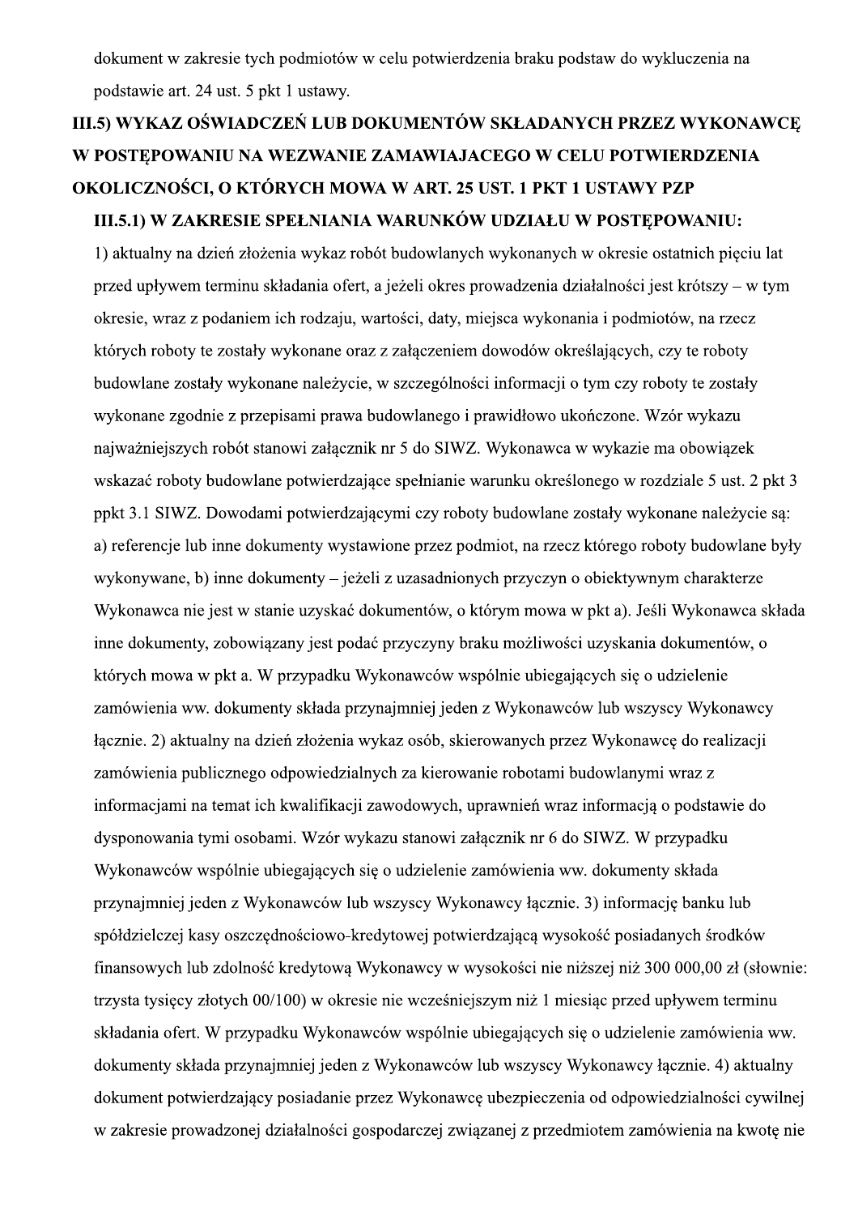dokument w zakresie tych podmiotów w celu potwierdzenia braku podstaw do wykluczenia na podstawie art. 24 ust. 5 pkt 1 ustawy.

## III.5) WYKAZ OŚWIADCZEŃ LUB DOKUMENTÓW SKŁADANYCH PRZEZ WYKONAWCĘ W POSTĘPOWANIU NA WEZWANIE ZAMAWIAJACEGO W CELU POTWIERDZENIA OKOLICZNOŚCI, O KTÓRYCH MOWA W ART. 25 UST. 1 PKT 1 USTAWY PZP

### III.5.1) W ZAKRESIE SPEŁNIANIA WARUNKÓW UDZIAŁU W POSTĘPOWANIU:

1) aktualny na dzień złożenia wykaz robót budowlanych wykonanych w okresie ostatnich pięciu lat przed upływem terminu składania ofert, a jeżeli okres prowadzenia działalności jest krótszy – w tym okresie, wraz z podaniem ich rodzaju, wartości, daty, miejsca wykonania i podmiotów, na rzecz których roboty te zostały wykonane oraz z załączeniem dowodów określających, czy te roboty budowlane zostały wykonane należycie, w szczególności informacji o tym czy roboty te zostały wykonane zgodnie z przepisami prawa budowlanego i prawidłowo ukończone. Wzór wykazu najważniejszych robót stanowi załącznik nr 5 do SIWZ. Wykonawca w wykazie ma obowiązek wskazać roboty budowlane potwierdzające spełnianie warunku określonego w rozdziale 5 ust. 2 pkt 3 ppkt 3.1 SIWZ. Dowodami potwierdzającymi czy roboty budowlane zostały wykonane należycie są: a) referencje lub inne dokumenty wystawione przez podmiot, na rzecz którego roboty budowlane były wykonywane, b) inne dokumenty – jeżeli z uzasadnionych przyczyn o obiektywnym charakterze Wykonawca nie jest w stanie uzyskać dokumentów, o którym mowa w pkt a). Jeśli Wykonawca składa inne dokumenty, zobowiązany jest podać przyczyny braku możliwości uzyskania dokumentów, o których mowa w pkt a. W przypadku Wykonawców wspólnie ubiegających się o udzielenie zamówienia ww. dokumenty składa przynajmniej jeden z Wykonawców lub wszyscy Wykonawcy łącznie. 2) aktualny na dzień złożenia wykaz osób, skierowanych przez Wykonawcę do realizacji zamówienia publicznego odpowiedzialnych za kierowanie robotami budowlanymi wraz z informacjami na temat ich kwalifikacji zawodowych, uprawnień wraz informacją o podstawie do dysponowania tymi osobami. Wzór wykazu stanowi załącznik nr 6 do SIWZ. W przypadku Wykonawców wspólnie ubiegających się o udzielenie zamówienia ww. dokumenty składa przynajmniej jeden z Wykonawców lub wszyscy Wykonawcy łącznie. 3) informację banku lub spółdzielczej kasy oszczędnościowo-kredytowej potwierdzającą wysokość posiadanych środków finansowych lub zdolność kredytową Wykonawcy w wysokości nie niższej niż 300 000,00 zł (słownie: trzysta tysięcy złotych 00/100) w okresie nie wcześniejszym niż 1 miesiąc przed upływem terminu składania ofert. W przypadku Wykonawców wspólnie ubiegających się o udzielenie zamówienia ww. dokumenty składa przynajmniej jeden z Wykonawców lub wszyscy Wykonawcy łącznie. 4) aktualny dokument potwierdzający posiadanie przez Wykonawcę ubezpieczenia od odpowiedzialności cywilnej w zakresie prowadzonej działalności gospodarczej związanej z przedmiotem zamówienia na kwotę nie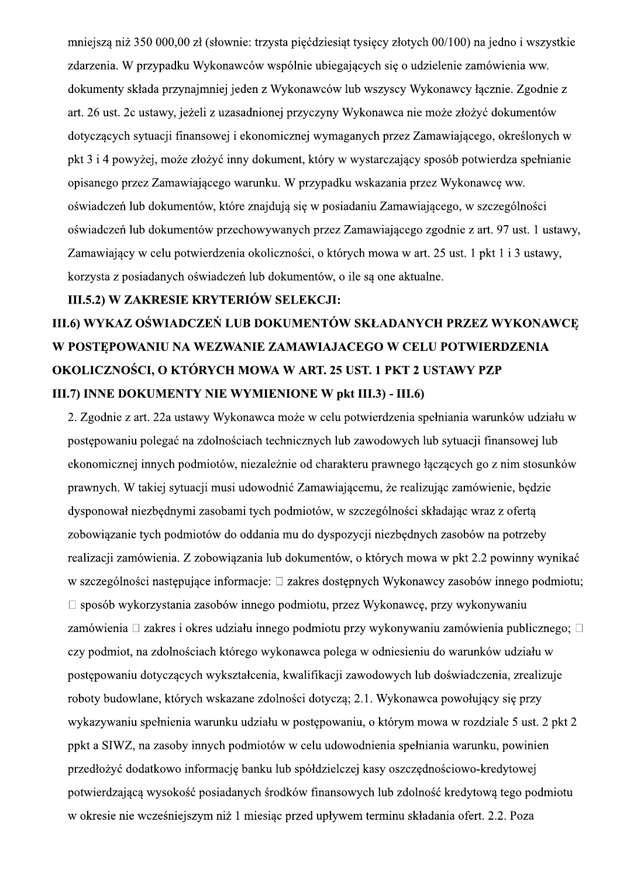mniejszą niż 350 000,00 zł (słownie: trzysta pięćdziesiąt tysięcy złotych 00/100) na jedno i wszystkie zdarzenia. W przypadku Wykonawców wspólnie ubiegających się o udzielenie zamówienia ww. dokumenty składa przynajmniej jeden z Wykonawców lub wszyscy Wykonawcy łącznie. Zgodnie z art. 26 ust. 2c ustawy, jeżeli z uzasadnionej przyczyny Wykonawca nie może złożyć dokumentów dotyczących sytuacji finansowej i ekonomicznej wymaganych przez Zamawiającego, określonych w pkt 3 i 4 powyżej, może złożyć inny dokument, który w wystarczający sposób potwierdza spełnianie opisanego przez Zamawiającego warunku. W przypadku wskazania przez Wykonawcę ww. oświadczeń lub dokumentów, które znajdują się w posiadaniu Zamawiającego, w szczególności oświadczeń lub dokumentów przechowywanych przez Zamawiającego zgodnie z art. 97 ust. 1 ustawy, Zamawiający w celu potwierdzenia okoliczności, o których mowa w art. 25 ust. 1 pkt 1 i 3 ustawy, korzysta z posiadanych oświadczeń lub dokumentów, o ile są one aktualne.

**III.5.2) W ZAKRESIE KRYTERIÓW SELEKCJI:**

**III.6) WYKAZ OŚWIADCZEŃ LUB DOKUMENTÓW SKŁADANYCH PRZEZ WYKONAWCĘ W POSTĘPOWANIU NA WEZWANIE ZAMAWIAJACEGO W CELU POTWIERDZENIA OKOLICZNOŚCI, O KTÓRYCH MOWA W ART. 25 UST. 1 PKT 2 USTAWY PZP**

**III.7) INNE DOKUMENTY NIE WYMIENIONE W pkt III.3) - III.6)**

2. Zgodnie z art. 22a ustawy Wykonawca może w celu potwierdzenia spełniania warunków udziału w postępowaniu polegać na zdolnościach technicznych lub zawodowych lub sytuacji finansowej lub ekonomicznej innych podmiotów, niezależnie od charakteru prawnego łączących go z nim stosunków prawnych. W takiej sytuacji musi udowodnić Zamawiającemu, że realizując zamówienie, będzie dysponował niezbędnymi zasobami tych podmiotów, w szczególności składając wraz z ofertą zobowiązanie tych podmiotów do oddania mu do dyspozycji niezbędnych zasobów na potrzeby realizacji zamówienia. Z zobowiązania lub dokumentów, o których mowa w pkt 2.2 powinny wynikać w szczególności następujące informacje: □ zakres dostępnych Wykonawcy zasobów innego podmiotu; □ sposób wykorzystania zasobów innego podmiotu, przez Wykonawcę, przy wykonywaniu zamówienia □ zakres i okres udziału innego podmiotu przy wykonywaniu zamówienia publicznego; □ czy podmiot, na zdolnościach którego wykonawca polega w odniesieniu do warunków udziału w postępowaniu dotyczących wykształcenia, kwalifikacji zawodowych lub doświadczenia, zrealizuje roboty budowlane, których wskazane zdolności dotyczą; 2.1. Wykonawca powołujący się przy wykazywaniu spełnienia warunku udziału w postępowaniu, o którym mowa w rozdziale 5 ust. 2 pkt 2 ppkt a SIWZ, na zasoby innych podmiotów w celu udowodnienia spełniania warunku, powinien przedłożyć dodatkowo informację banku lub spółdzielczej kasy oszczędnościowo-kredytowej potwierdzającą wysokość posiadanych środków finansowych lub zdolność kredytową tego podmiotu w okresie nie wcześniejszym niż 1 miesiąc przed upływem terminu składania ofert. 2.2. Poza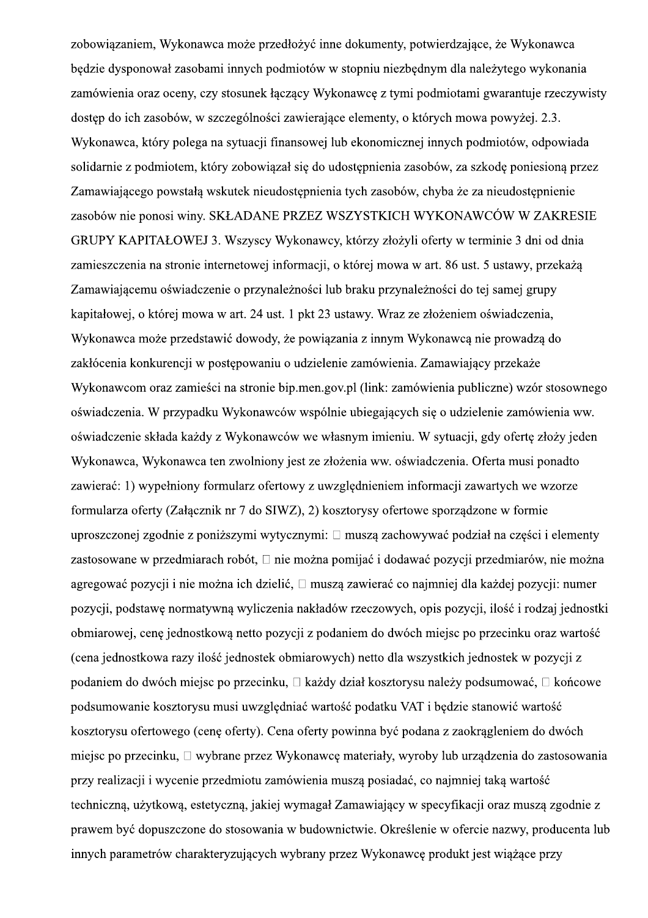zobowiązaniem, Wykonawca może przedłożyć inne dokumenty, potwierdzające, że Wykonawca będzie dysponował zasobami innych podmiotów w stopniu niezbędnym dla należytego wykonania zamówienia oraz oceny, czy stosunek łączący Wykonawcę z tymi podmiotami gwarantuje rzeczywisty dostęp do ich zasobów, w szczególności zawierające elementy, o których mowa powyżej. 2.3. Wykonawca, który polega na sytuacji finansowej lub ekonomicznej innych podmiotów, odpowiada solidarnie z podmiotem, który zobowiązał się do udostępnienia zasobów, za szkodę poniesioną przez Zamawiającego powstałą wskutek nieudostępnienia tych zasobów, chyba że za nieudostępnienie zasobów nie ponosi winy. SKŁADANE PRZEZ WSZYSTKICH WYKONAWCÓW W ZAKRESIE GRUPY KAPITAŁOWEJ 3. Wszyscy Wykonawcy, którzy złożyli oferty w terminie 3 dni od dnia zamieszczenia na stronie internetowej informacji, o której mowa w art. 86 ust. 5 ustawy, przekażą Zamawiającemu oświadczenie o przynależności lub braku przynależności do tej samej grupy kapitałowej, o której mowa w art. 24 ust. 1 pkt 23 ustawy. Wraz ze złożeniem oświadczenia, Wykonawca może przedstawić dowody, że powiązania z innym Wykonawcą nie prowadzą do zakłócenia konkurencji w postępowaniu o udzielenie zamówienia. Zamawiający przekaże Wykonawcom oraz zamieści na stronie bip.men.gov.pl (link: zamówienia publiczne) wzór stosownego oświadczenia. W przypadku Wykonawców wspólnie ubiegających się o udzielenie zamówienia ww. oświadczenie składa każdy z Wykonawców we własnym imieniu. W sytuacji, gdy ofertę złoży jeden Wykonawca, Wykonawca ten zwolniony jest ze złożenia ww. oświadczenia. Oferta musi ponadto zawierać: 1) wypełniony formularz ofertowy z uwzględnieniem informacji zawartych we wzorze formularza oferty (Załącznik nr 7 do SIWZ), 2) kosztorysy ofertowe sporządzone w formie uproszczonej zgodnie z poniższymi wytycznymi:  muszą zachowywać podział na części i elementy zastosowane w przedmiarach robót,  nie można pomijać i dodawać pozycji przedmiarów, nie można agregować pozycji i nie można ich dzielić,  muszą zawierać co najmniej dla każdej pozycji: numer pozycji, podstawę normatywną wyliczenia nakładów rzeczowych, opis pozycji, ilość i rodzaj jednostki obmiarowej, cenę jednostkową netto pozycji z podaniem do dwóch miejsc po przecinku oraz wartość (cena jednostkowa razy ilość jednostek obmiarowych) netto dla wszystkich jednostek w pozycji z podaniem do dwóch miejsc po przecinku,  każdy dział kosztorysu należy podsumować,  końcowe podsumowanie kosztorysu musi uwzględniać wartość podatku VAT i będzie stanowić wartość kosztorysu ofertowego (cenę oferty). Cena oferty powinna być podana z zaokrągleniem do dwóch miejsc po przecinku,  wybrane przez Wykonawcę materiały, wyroby lub urządzenia do zastosowania przy realizacji i wycenie przedmiotu zamówienia muszą posiadać, co najmniej taką wartość techniczną, użytkową, estetyczną, jakiej wymagał Zamawiający w specyfikacji oraz muszą zgodnie z prawem być dopuszczone do stosowania w budownictwie. Określenie w ofercie nazwy, producenta lub innych parametrów charakteryzujących wybrany przez Wykonawcę produkt jest wiążące przy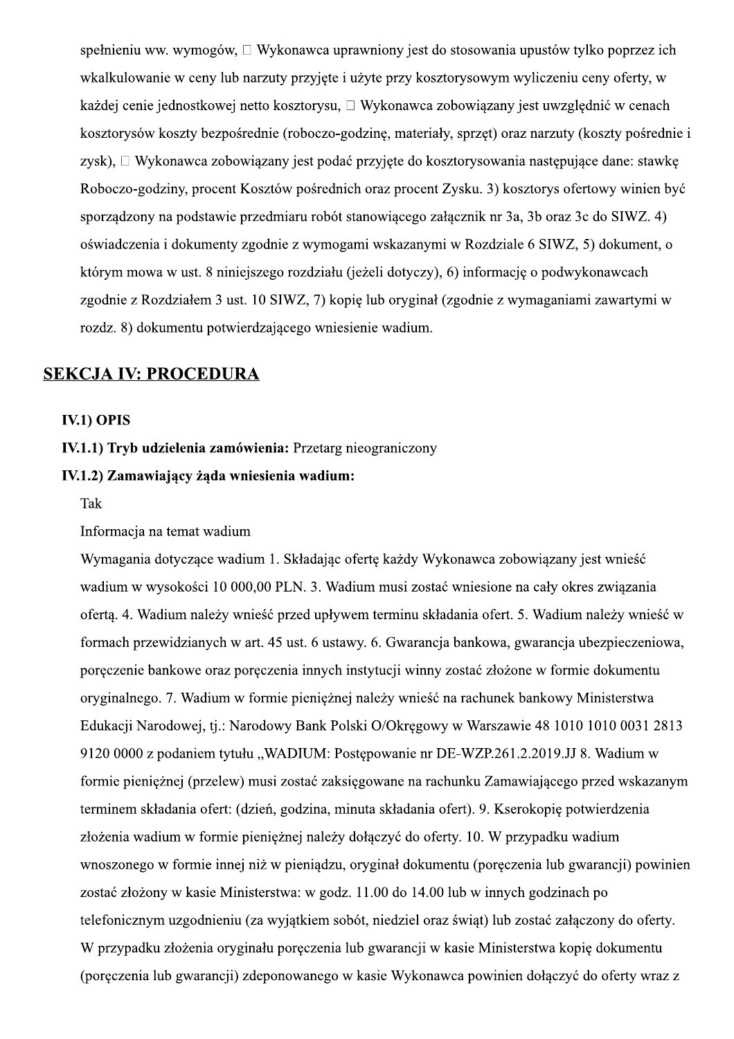spełnieniu ww. wymogów,  Wykonawca uprawniony jest do stosowania upustów tylko poprzez ich wkalkulowanie w ceny lub narzuty przyjęte i użyte przy kosztorysowym wyliczeniu ceny oferty, w każdej cenie jednostkowej netto kosztorysu,  Wykonawca zobowiązany jest uwzględnić w cenach kosztorysów koszty bezpośrednie (roboczo-godzinę, materiały, sprzęt) oraz narzuty (koszty pośrednie i zysk),  Wykonawca zobowiązany jest podać przyjęte do kosztorysowania następujące dane: stawkę Roboczo-godziny, procent Kosztów pośrednich oraz procent Zysku. 3) kosztorys ofertowy winien być sporządzony na podstawie przedmiaru robót stanowiącego załącznik nr 3a, 3b oraz 3c do SIWZ. 4) oświadczenia i dokumenty zgodnie z wymogami wskazanymi w Rozdziale 6 SIWZ, 5) dokument, o którym mowa w ust. 8 niniejszego rozdziału (jeżeli dotyczy), 6) informację o podwykonawcach zgodnie z Rozdziałem 3 ust. 10 SIWZ, 7) kopię lub oryginał (zgodnie z wymaganiami zawartymi w rozdz. 8) dokumentu potwierdzającego wniesienie wadium.

## SEKCJA IV: PROCEDURA

**IV.1) OPIS**

**IV.1.1) Tryb udzielenia zamówienia:** Przetarg nieograniczony

**IV.1.2) Zamawiający żąda wniesienia wadium:**

Tak

Informacja na temat wadium

Wymagania dotyczące wadium 1. Składając ofertę każdy Wykonawca zobowiązany jest wnieść wadium w wysokości 10 000,00 PLN. 3. Wadium musi zostać wniesione na cały okres związania ofertą. 4. Wadium należy wnieść przed upływem terminu składania ofert. 5. Wadium należy wnieść w formach przewidzianych w art. 45 ust. 6 ustawy. 6. Gwarancja bankowa, gwarancja ubezpieczeniowa, poręczenie bankowe oraz poręczenia innych instytucji winny zostać złożone w formie dokumentu oryginalnego. 7. Wadium w formie pieniężnej należy wnieść na rachunek bankowy Ministerstwa Edukacji Narodowej, tj.: Narodowy Bank Polski O/Okręgowy w Warszawie 48 1010 1010 0031 2813 9120 0000 z podaniem tytułu „WADIUM: Postępowanie nr DE-WZP.261.2.2019.JJ 8. Wadium w formie pieniężnej (przelew) musi zostać zaksięgowane na rachunku Zamawiającego przed wskazanym terminem składania ofert: (dzień, godzina, minuta składania ofert). 9. Kserokopię potwierdzenia złożenia wadium w formie pieniężnej należy dołączyć do oferty. 10. W przypadku wadium wnoszonego w formie innej niż w pieniądzu, oryginał dokumentu (poręczenia lub gwarancji) powinien zostać złożony w kasie Ministerstwa: w godz. 11.00 do 14.00 lub w innych godzinach po telefonicznym uzgodnieniu (za wyjątkiem sobót, niedziel oraz świąt) lub zostać załączony do oferty. W przypadku złożenia oryginału poręczenia lub gwarancji w kasie Ministerstwa kopię dokumentu (poręczenia lub gwarancji) zdeponowanego w kasie Wykonawca powinien dołączyć do oferty wraz z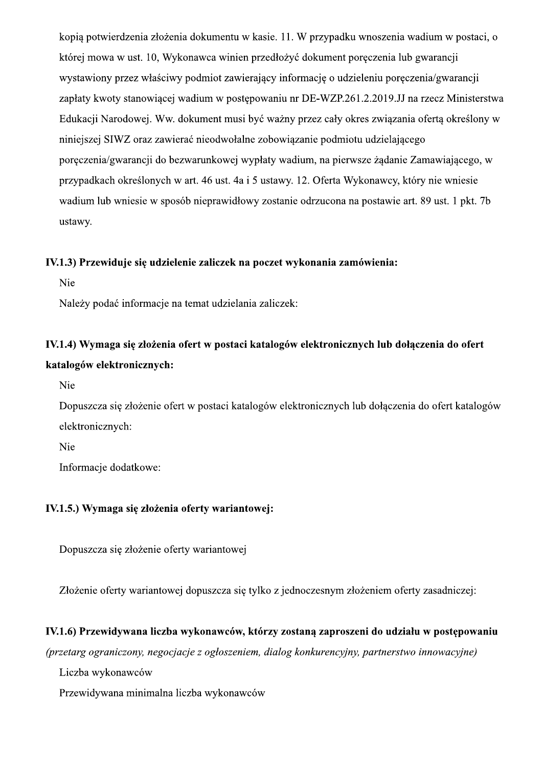kopią potwierdzenia złożenia dokumentu w kasie. 11. W przypadku wnoszenia wadium w postaci, o której mowa w ust. 10, Wykonawca winien przedłożyć dokument poręczenia lub gwarancji wystawiony przez właściwy podmiot zawierający informację o udzieleniu poręczenia/gwarancji zapłaty kwoty stanowiącej wadium w postępowaniu nr DE-WZP.261.2.2019.JJ na rzecz Ministerstwa Edukacji Narodowej. Ww. dokument musi być ważny przez cały okres związania ofertą określony w niniejszej SIWZ oraz zawierać nieodwołalne zobowiązanie podmiotu udzielającego poręczenia/gwarancji do bezwarunkowej wypłaty wadium, na pierwsze żądanie Zamawiającego, w przypadkach określonych w art. 46 ust. 4a i 5 ustawy. 12. Oferta Wykonawcy, który nie wniesie wadium lub wniesie w sposób nieprawidłowy zostanie odrzucona na postawie art. 89 ust. 1 pkt. 7b ustawy.

**IV.1.3) Przewiduje się udzielenie zaliczek na poczet wykonania zamówienia:**

Nie

Należy podać informacje na temat udzielania zaliczek:

**IV.1.4) Wymaga się złożenia ofert w postaci katalogów elektronicznych lub dołączenia do ofert katalogów elektronicznych:**

Nie

Dopuszcza się złożenie ofert w postaci katalogów elektronicznych lub dołączenia do ofert katalogów elektronicznych:

Nie

Informacje dodatkowe:

**IV.1.5.) Wymaga się złożenia oferty wariantowej:**

Dopuszcza się złożenie oferty wariantowej

Złożenie oferty wariantowej dopuszcza się tylko z jednoczesnym złożeniem oferty zasadniczej:

**IV.1.6) Przewidywana liczba wykonawców, którzy zostaną zaproszeni do udziału w postępowaniu**

*(przetarg ograniczony, negocjacje z ogłoszeniem, dialog konkurencyjny, partnerstwo innowacyjne)*

Liczba wykonawców

Przewidywana minimalna liczba wykonawców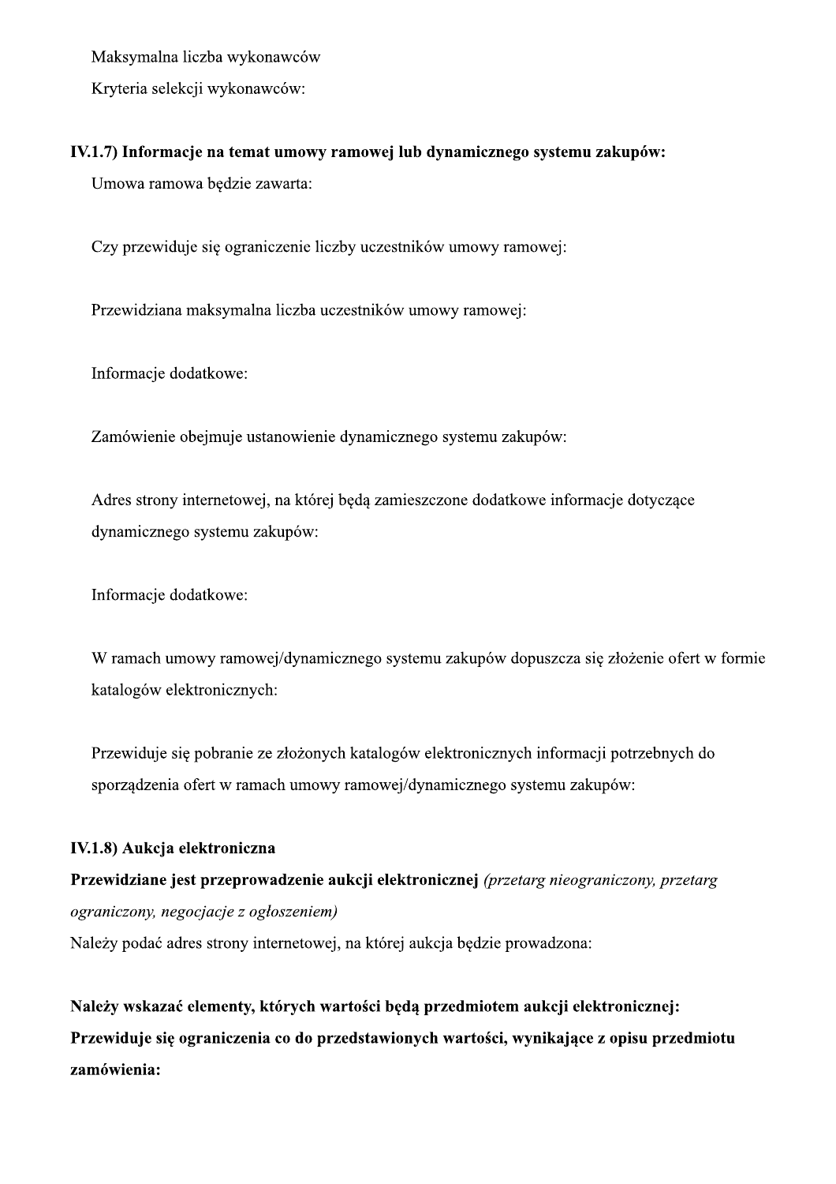Maksymalna liczba wykonawców

Kryteria selekcji wykonawców:

**IV.1.7) Informacje na temat umowy ramowej lub dynamicznego systemu zakupów:**

Umowa ramowa będzie zawarta:

Czy przewiduje się ograniczenie liczby uczestników umowy ramowej:

Przewidziana maksymalna liczba uczestników umowy ramowej:

Informacje dodatkowe:

Zamówienie obejmuje ustanowienie dynamicznego systemu zakupów:

Adres strony internetowej, na której będą zamieszczone dodatkowe informacje dotyczące dynamicznego systemu zakupów:

Informacje dodatkowe:

W ramach umowy ramowej/dynamicznego systemu zakupów dopuszcza się złożenie ofert w formie katalogów elektronicznych:

Przewiduje się pobranie ze złożonych katalogów elektronicznych informacji potrzebnych do sporządzenia ofert w ramach umowy ramowej/dynamicznego systemu zakupów:

**IV.1.8) Aukcja elektroniczna**

**Przewidziane jest przeprowadzenie aukcji elektronicznej** *(przetarg nieograniczony, przetarg ograniczony, negocjacje z ogłoszeniem)*

Należy podać adres strony internetowej, na której aukcja będzie prowadzona:

**Należy wskazać elementy, których wartości będą przedmiotem aukcji elektronicznej:**

**Przewiduje się ograniczenia co do przedstawionych wartości, wynikające z opisu przedmiotu zamówienia:**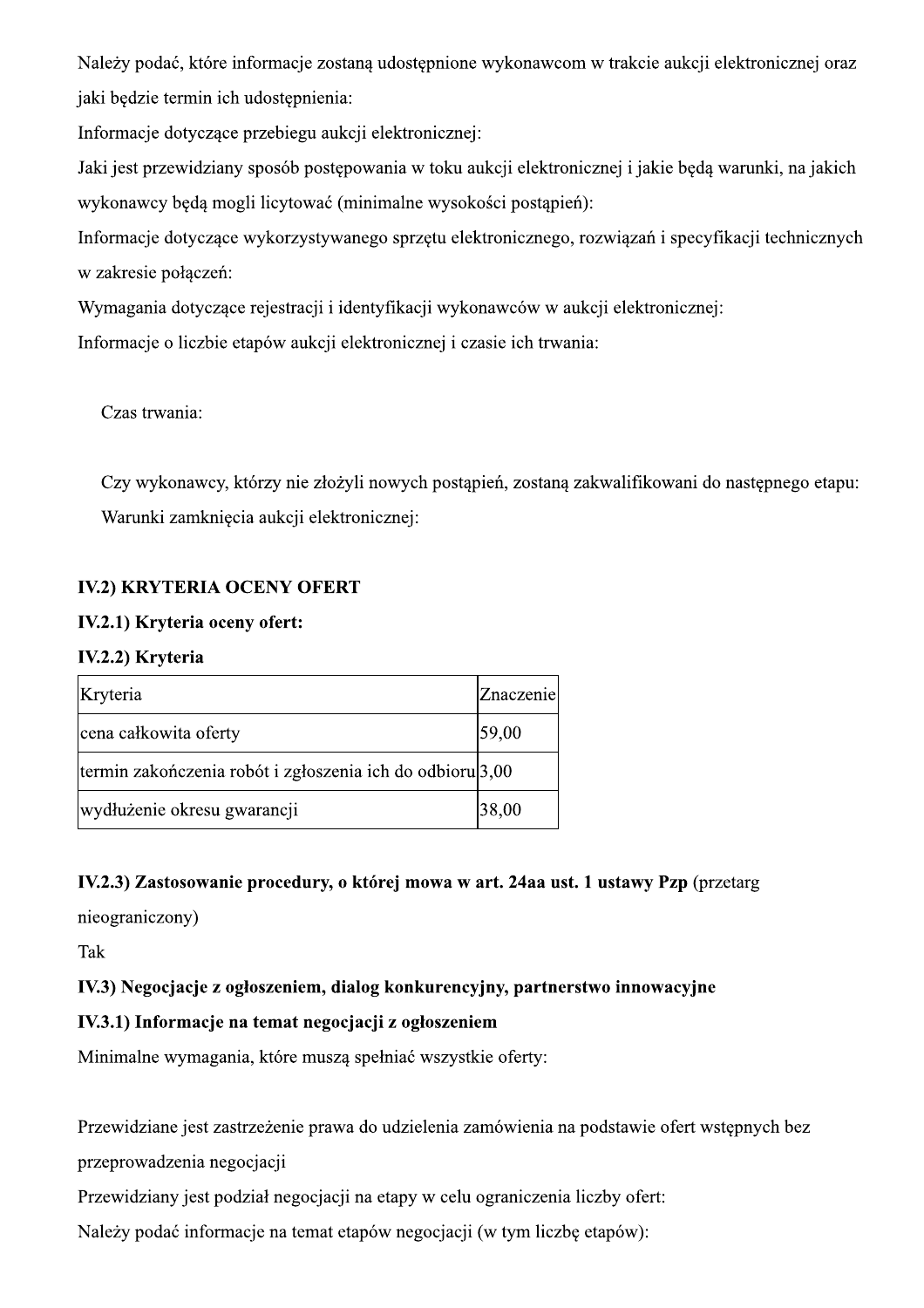Należy podać, które informacje zostaną udostępnione wykonawcom w trakcie aukcji elektronicznej oraz jaki będzie termin ich udostępnienia:

Informacje dotyczące przebiegu aukcji elektronicznej:

Jaki jest przewidziany sposób postępowania w toku aukcji elektronicznej i jakie będą warunki, na jakich wykonawcy będą mogli licytować (minimalne wysokości postąpień):

Informacje dotyczące wykorzystywanego sprzętu elektronicznego, rozwiązań i specyfikacji technicznych w zakresie połączeń:

Wymagania dotyczące rejestracji i identyfikacji wykonawców w aukcji elektronicznej:

Informacje o liczbie etapów aukcji elektronicznej i czasie ich trwania:

Czas trwania:

Czy wykonawcy, którzy nie złożyli nowych postąpień, zostaną zakwalifikowani do następnego etapu:

Warunki zamknięcia aukcji elektronicznej:

**IV.2) KRYTERIA OCENY OFERT**

**IV.2.1) Kryteria oceny ofert:**

**IV.2.2) Kryteria**

| Kryteria | Znaczenie |
|---|---|
| cena całkowita oferty | 59,00 |
| termin zakończenia robót i zgłoszenia ich do odbioru | 3,00 |
| wydłużenie okresu gwarancji | 38,00 |

**IV.2.3) Zastosowanie procedury, o której mowa w art. 24aa ust. 1 ustawy Pzp** (przetarg nieograniczony)

Tak

**IV.3) Negocjacje z ogłoszeniem, dialog konkurencyjny, partnerstwo innowacyjne**

**IV.3.1) Informacje na temat negocjacji z ogłoszeniem**

Minimalne wymagania, które muszą spełniać wszystkie oferty:

Przewidziane jest zastrzeżenie prawa do udzielenia zamówienia na podstawie ofert wstępnych bez przeprowadzenia negocjacji

Przewidziany jest podział negocjacji na etapy w celu ograniczenia liczby ofert:

Należy podać informacje na temat etapów negocjacji (w tym liczbę etapów):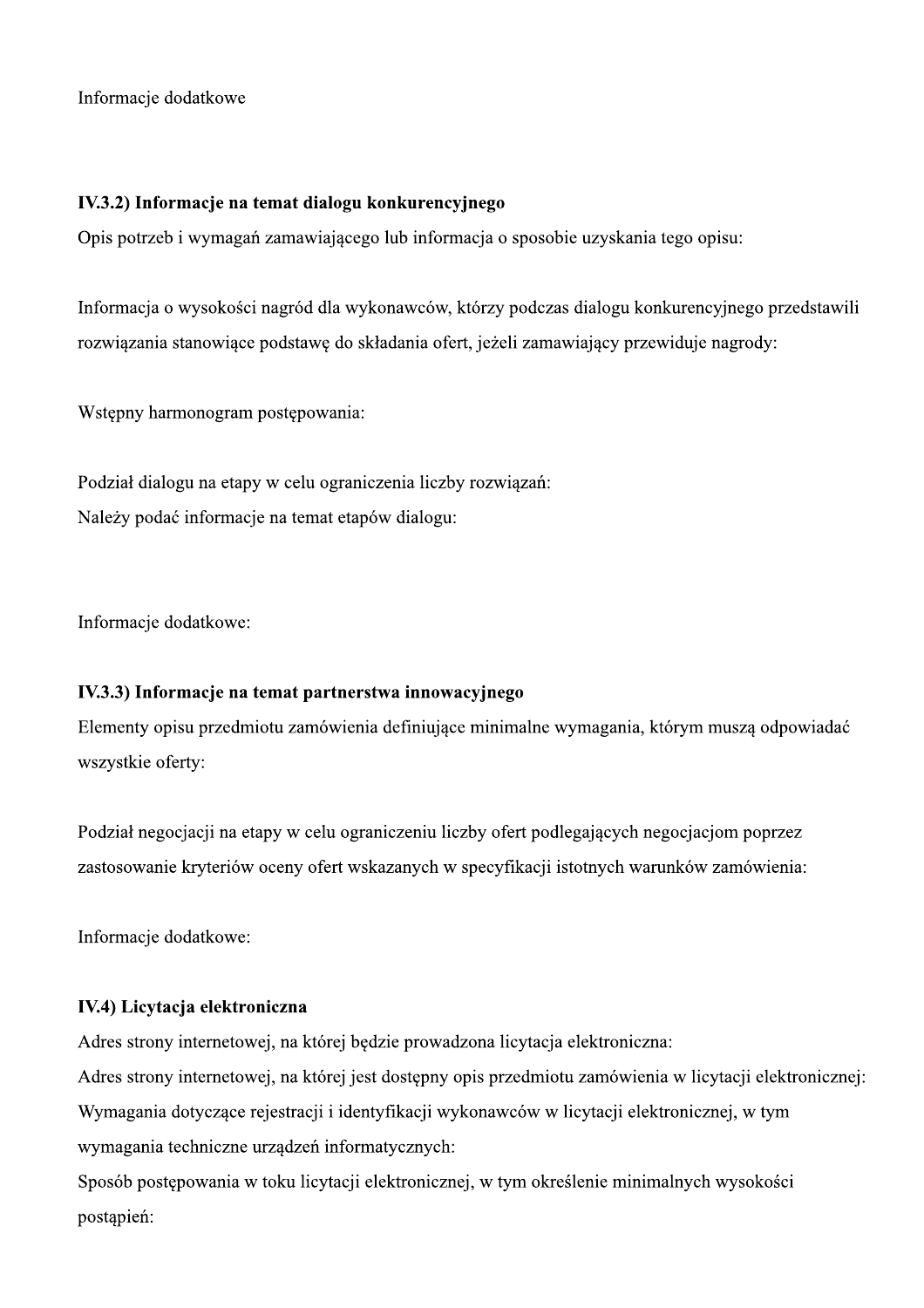Informacje dodatkowe

**IV.3.2) Informacje na temat dialogu konkurencyjnego**

Opis potrzeb i wymagań zamawiającego lub informacja o sposobie uzyskania tego opisu:

Informacja o wysokości nagród dla wykonawców, którzy podczas dialogu konkurencyjnego przedstawili rozwiązania stanowiące podstawę do składania ofert, jeżeli zamawiający przewiduje nagrody:

Wstępny harmonogram postępowania:

Podział dialogu na etapy w celu ograniczenia liczby rozwiązań:

Należy podać informacje na temat etapów dialogu:

Informacje dodatkowe:

**IV.3.3) Informacje na temat partnerstwa innowacyjnego**

Elementy opisu przedmiotu zamówienia definiujące minimalne wymagania, którym muszą odpowiadać wszystkie oferty:

Podział negocjacji na etapy w celu ograniczeniu liczby ofert podlegających negocjacjom poprzez zastosowanie kryteriów oceny ofert wskazanych w specyfikacji istotnych warunków zamówienia:

Informacje dodatkowe:

**IV.4) Licytacja elektroniczna**

Adres strony internetowej, na której będzie prowadzona licytacja elektroniczna:

Adres strony internetowej, na której jest dostępny opis przedmiotu zamówienia w licytacji elektronicznej:

Wymagania dotyczące rejestracji i identyfikacji wykonawców w licytacji elektronicznej, w tym wymagania techniczne urządzeń informatycznych:

Sposób postępowania w toku licytacji elektronicznej, w tym określenie minimalnych wysokości postąpień: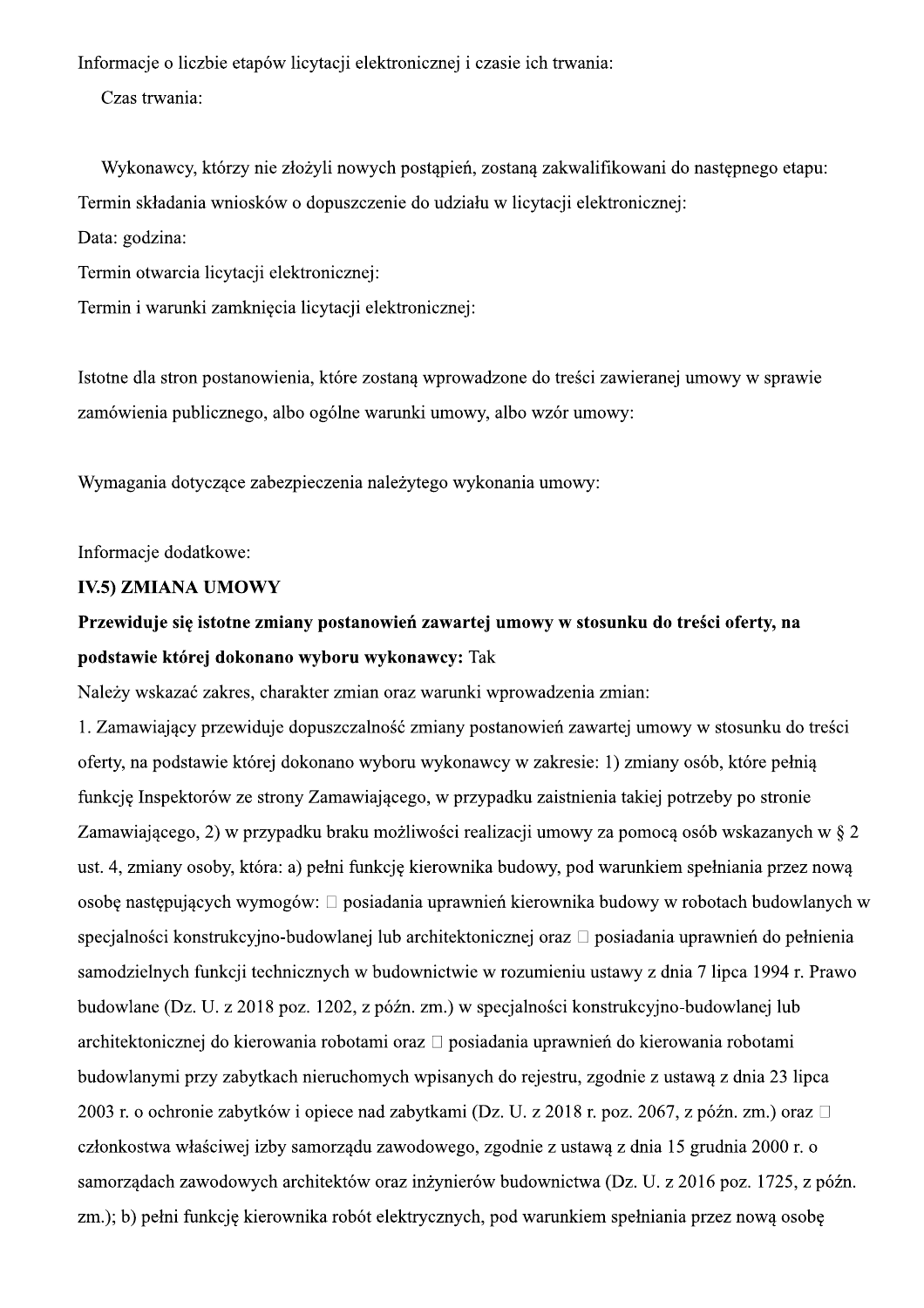Informacje o liczbie etapów licytacji elektronicznej i czasie ich trwania:

Czas trwania:

Wykonawcy, którzy nie złożyli nowych postąpień, zostaną zakwalifikowani do następnego etapu:

Termin składania wniosków o dopuszczenie do udziału w licytacji elektronicznej:

Data: godzina:

Termin otwarcia licytacji elektronicznej:

Termin i warunki zamknięcia licytacji elektronicznej:

Istotne dla stron postanowienia, które zostaną wprowadzone do treści zawieranej umowy w sprawie zamówienia publicznego, albo ogólne warunki umowy, albo wzór umowy:

Wymagania dotyczące zabezpieczenia należytego wykonania umowy:

Informacje dodatkowe:

**IV.5) ZMIANA UMOWY**

**Przewiduje się istotne zmiany postanowień zawartej umowy w stosunku do treści oferty, na podstawie której dokonano wyboru wykonawcy:** Tak

Należy wskazać zakres, charakter zmian oraz warunki wprowadzenia zmian:

1. Zamawiający przewiduje dopuszczalność zmiany postanowień zawartej umowy w stosunku do treści oferty, na podstawie której dokonano wyboru wykonawcy w zakresie: 1) zmiany osób, które pełnią funkcję Inspektorów ze strony Zamawiającego, w przypadku zaistnienia takiej potrzeby po stronie Zamawiającego, 2) w przypadku braku możliwości realizacji umowy za pomocą osób wskazanych w § 2 ust. 4, zmiany osoby, która: a) pełni funkcję kierownika budowy, pod warunkiem spełniania przez nową osobę następujących wymogów:  posiadania uprawnień kierownika budowy w robotach budowlanych w specjalności konstrukcyjno-budowlanej lub architektonicznej oraz  posiadania uprawnień do pełnienia samodzielnych funkcji technicznych w budownictwie w rozumieniu ustawy z dnia 7 lipca 1994 r. Prawo budowlane (Dz. U. z 2018 poz. 1202, z późn. zm.) w specjalności konstrukcyjno-budowlanej lub architektonicznej do kierowania robotami oraz  posiadania uprawnień do kierowania robotami budowlanymi przy zabytkach nieruchomych wpisanych do rejestru, zgodnie z ustawą z dnia 23 lipca 2003 r. o ochronie zabytków i opiece nad zabytkami (Dz. U. z 2018 r. poz. 2067, z późn. zm.) oraz  członkostwa właściwej izby samorządu zawodowego, zgodnie z ustawą z dnia 15 grudnia 2000 r. o samorządach zawodowych architektów oraz inżynierów budownictwa (Dz. U. z 2016 poz. 1725, z późn. zm.); b) pełni funkcję kierownika robót elektrycznych, pod warunkiem spełniania przez nową osobę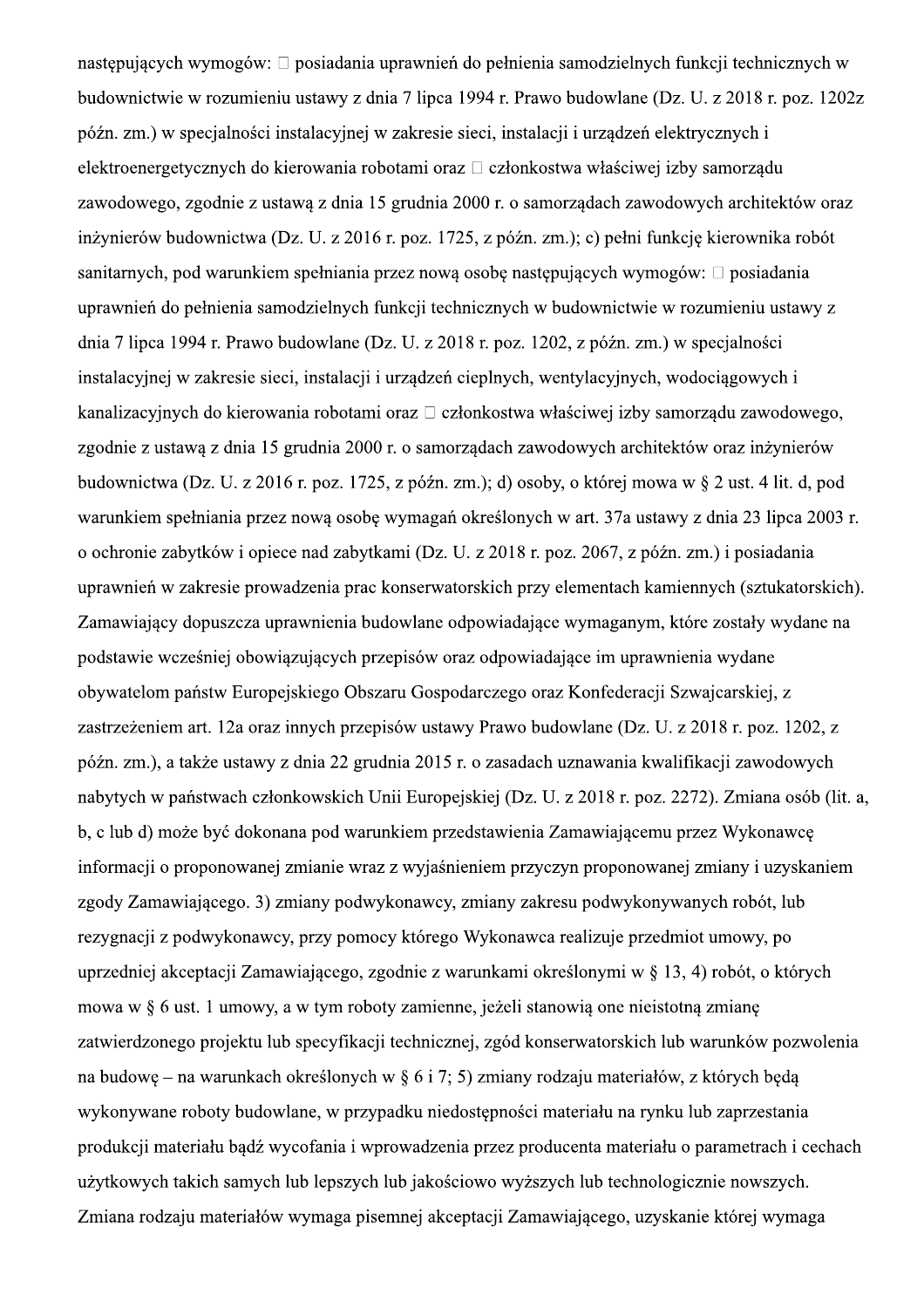następujących wymogów:  posiadania uprawnień do pełnienia samodzielnych funkcji technicznych w budownictwie w rozumieniu ustawy z dnia 7 lipca 1994 r. Prawo budowlane (Dz. U. z 2018 r. poz. 1202z późn. zm.) w specjalności instalacyjnej w zakresie sieci, instalacji i urządzeń elektrycznych i elektroenergetycznych do kierowania robotami oraz  członkostwa właściwej izby samorządu zawodowego, zgodnie z ustawą z dnia 15 grudnia 2000 r. o samorządach zawodowych architektów oraz inżynierów budownictwa (Dz. U. z 2016 r. poz. 1725, z późn. zm.); c) pełni funkcję kierownika robót sanitarnych, pod warunkiem spełniania przez nową osobę następujących wymogów:  posiadania uprawnień do pełnienia samodzielnych funkcji technicznych w budownictwie w rozumieniu ustawy z dnia 7 lipca 1994 r. Prawo budowlane (Dz. U. z 2018 r. poz. 1202, z późn. zm.) w specjalności instalacyjnej w zakresie sieci, instalacji i urządzeń cieplnych, wentylacyjnych, wodociągowych i kanalizacyjnych do kierowania robotami oraz  członkostwa właściwej izby samorządu zawodowego, zgodnie z ustawą z dnia 15 grudnia 2000 r. o samorządach zawodowych architektów oraz inżynierów budownictwa (Dz. U. z 2016 r. poz. 1725, z późn. zm.); d) osoby, o której mowa w § 2 ust. 4 lit. d, pod warunkiem spełniania przez nową osobę wymagań określonych w art. 37a ustawy z dnia 23 lipca 2003 r. o ochronie zabytków i opiece nad zabytkami (Dz. U. z 2018 r. poz. 2067, z późn. zm.) i posiadania uprawnień w zakresie prowadzenia prac konserwatorskich przy elementach kamiennych (sztukatorskich). Zamawiający dopuszcza uprawnienia budowlane odpowiadające wymaganym, które zostały wydane na podstawie wcześniej obowiązujących przepisów oraz odpowiadające im uprawnienia wydane obywatelom państw Europejskiego Obszaru Gospodarczego oraz Konfederacji Szwajcarskiej, z zastrzeżeniem art. 12a oraz innych przepisów ustawy Prawo budowlane (Dz. U. z 2018 r. poz. 1202, z późn. zm.), a także ustawy z dnia 22 grudnia 2015 r. o zasadach uznawania kwalifikacji zawodowych nabytych w państwach członkowskich Unii Europejskiej (Dz. U. z 2018 r. poz. 2272). Zmiana osób (lit. a, b, c lub d) może być dokonana pod warunkiem przedstawienia Zamawiającemu przez Wykonawcę informacji o proponowanej zmianie wraz z wyjaśnieniem przyczyn proponowanej zmiany i uzyskaniem zgody Zamawiającego. 3) zmiany podwykonawcy, zmiany zakresu podwykonywanych robót, lub rezygnacji z podwykonawcy, przy pomocy którego Wykonawca realizuje przedmiot umowy, po uprzedniej akceptacji Zamawiającego, zgodnie z warunkami określonymi w § 13, 4) robót, o których mowa w § 6 ust. 1 umowy, a w tym roboty zamienne, jeżeli stanowią one nieistotną zmianę zatwierdzonego projektu lub specyfikacji technicznej, zgód konserwatorskich lub warunków pozwolenia na budowę – na warunkach określonych w § 6 i 7; 5) zmiany rodzaju materiałów, z których będą wykonywane roboty budowlane, w przypadku niedostępności materiału na rynku lub zaprzestania produkcji materiału bądź wycofania i wprowadzenia przez producenta materiału o parametrach i cechach użytkowych takich samych lub lepszych lub jakościowo wyższych lub technologicznie nowszych. Zmiana rodzaju materiałów wymaga pisemnej akceptacji Zamawiającego, uzyskanie której wymaga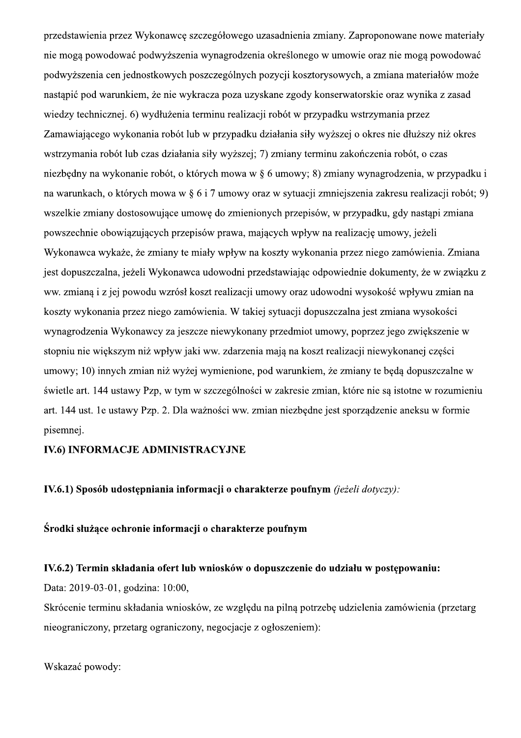przedstawienia przez Wykonawcę szczegółowego uzasadnienia zmiany. Zaproponowane nowe materiały nie mogą powodować podwyższenia wynagrodzenia określonego w umowie oraz nie mogą powodować podwyższenia cen jednostkowych poszczególnych pozycji kosztorysowych, a zmiana materiałów może nastąpić pod warunkiem, że nie wykracza poza uzyskane zgody konserwatorskie oraz wynika z zasad wiedzy technicznej. 6) wydłużenia terminu realizacji robót w przypadku wstrzymania przez Zamawiającego wykonania robót lub w przypadku działania siły wyższej o okres nie dłuższy niż okres wstrzymania robót lub czas działania siły wyższej; 7) zmiany terminu zakończenia robót, o czas niezbędny na wykonanie robót, o których mowa w § 6 umowy; 8) zmiany wynagrodzenia, w przypadku i na warunkach, o których mowa w § 6 i 7 umowy oraz w sytuacji zmniejszenia zakresu realizacji robót; 9) wszelkie zmiany dostosowujące umowę do zmienionych przepisów, w przypadku, gdy nastąpi zmiana powszechnie obowiązujących przepisów prawa, mających wpływ na realizację umowy, jeżeli Wykonawca wykaże, że zmiany te miały wpływ na koszty wykonania przez niego zamówienia. Zmiana jest dopuszczalna, jeżeli Wykonawca udowodni przedstawiając odpowiednie dokumenty, że w związku z ww. zmianą i z jej powodu wzrósł koszt realizacji umowy oraz udowodni wysokość wpływu zmian na koszty wykonania przez niego zamówienia. W takiej sytuacji dopuszczalna jest zmiana wysokości wynagrodzenia Wykonawcy za jeszcze niewykonany przedmiot umowy, poprzez jego zwiększenie w stopniu nie większym niż wpływ jaki ww. zdarzenia mają na koszt realizacji niewykonanej części umowy; 10) innych zmian niż wyżej wymienione, pod warunkiem, że zmiany te będą dopuszczalne w świetle art. 144 ustawy Pzp, w tym w szczególności w zakresie zmian, które nie są istotne w rozumieniu art. 144 ust. 1e ustawy Pzp. 2. Dla ważności ww. zmian niezbędne jest sporządzenie aneksu w formie pisemnej.

**IV.6) INFORMACJE ADMINISTRACYJNE**

**IV.6.1) Sposób udostępniania informacji o charakterze poufnym** *(jeżeli dotyczy):*

**Środki służące ochronie informacji o charakterze poufnym**

**IV.6.2) Termin składania ofert lub wniosków o dopuszczenie do udziału w postępowaniu:**

Data: 2019-03-01, godzina: 10:00,

Skrócenie terminu składania wniosków, ze względu na pilną potrzebę udzielenia zamówienia (przetarg nieograniczony, przetarg ograniczony, negocjacje z ogłoszeniem):

Wskazać powody: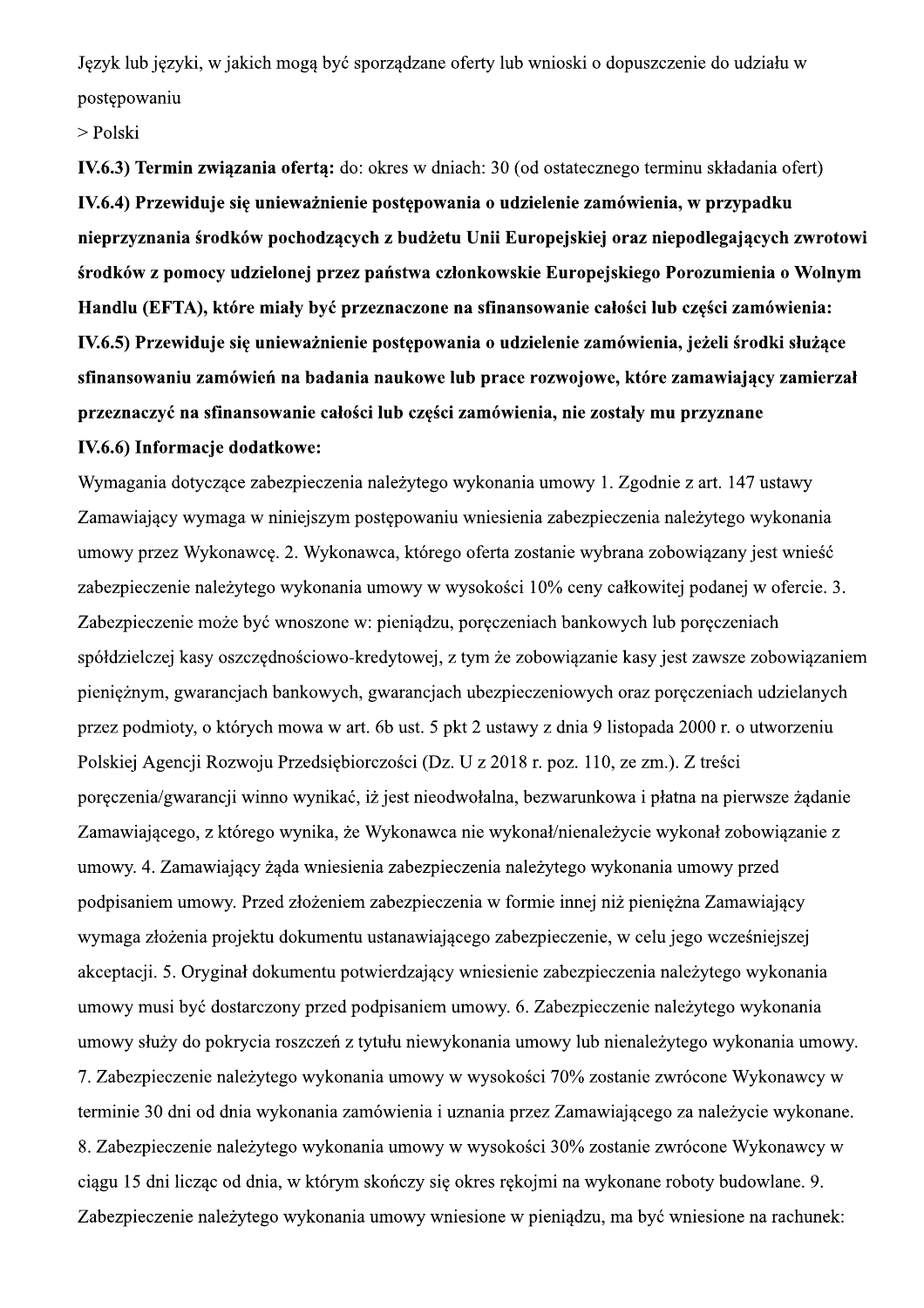Język lub języki, w jakich mogą być sporządzane oferty lub wnioski o dopuszczenie do udziału w postępowaniu

> Polski

**IV.6.3) Termin związania ofertą:** do: okres w dniach: 30 (od ostatecznego terminu składania ofert)

**IV.6.4) Przewiduje się unieważnienie postępowania o udzielenie zamówienia, w przypadku nieprzyznania środków pochodzących z budżetu Unii Europejskiej oraz niepodlegających zwrotowi środków z pomocy udzielonej przez państwa członkowskie Europejskiego Porozumienia o Wolnym Handlu (EFTA), które miały być przeznaczone na sfinansowanie całości lub części zamówienia:**

**IV.6.5) Przewiduje się unieważnienie postępowania o udzielenie zamówienia, jeżeli środki służące sfinansowaniu zamówień na badania naukowe lub prace rozwojowe, które zamawiający zamierzał przeznaczyć na sfinansowanie całości lub części zamówienia, nie zostały mu przyznane**

**IV.6.6) Informacje dodatkowe:**

Wymagania dotyczące zabezpieczenia należytego wykonania umowy 1. Zgodnie z art. 147 ustawy Zamawiający wymaga w niniejszym postępowaniu wniesienia zabezpieczenia należytego wykonania umowy przez Wykonawcę. 2. Wykonawca, którego oferta zostanie wybrana zobowiązany jest wnieść zabezpieczenie należytego wykonania umowy w wysokości 10% ceny całkowitej podanej w ofercie. 3. Zabezpieczenie może być wnoszone w: pieniądzu, poręczeniach bankowych lub poręczeniach spółdzielczej kasy oszczędnościowo-kredytowej, z tym że zobowiązanie kasy jest zawsze zobowiązaniem pieniężnym, gwarancjach bankowych, gwarancjach ubezpieczeniowych oraz poręczeniach udzielanych przez podmioty, o których mowa w art. 6b ust. 5 pkt 2 ustawy z dnia 9 listopada 2000 r. o utworzeniu Polskiej Agencji Rozwoju Przedsiębiorczości (Dz. U z 2018 r. poz. 110, ze zm.). Z treści poręczenia/gwarancji winno wynikać, iż jest nieodwołalna, bezwarunkowa i płatna na pierwsze żądanie Zamawiającego, z którego wynika, że Wykonawca nie wykonał/nienależycie wykonał zobowiązanie z umowy. 4. Zamawiający żąda wniesienia zabezpieczenia należytego wykonania umowy przed podpisaniem umowy. Przed złożeniem zabezpieczenia w formie innej niż pieniężna Zamawiający wymaga złożenia projektu dokumentu ustanawiającego zabezpieczenie, w celu jego wcześniejszej akceptacji. 5. Oryginał dokumentu potwierdzający wniesienie zabezpieczenia należytego wykonania umowy musi być dostarczony przed podpisaniem umowy. 6. Zabezpieczenie należytego wykonania umowy służy do pokrycia roszczeń z tytułu niewykonania umowy lub nienależytego wykonania umowy. 7. Zabezpieczenie należytego wykonania umowy w wysokości 70% zostanie zwrócone Wykonawcy w terminie 30 dni od dnia wykonania zamówienia i uznania przez Zamawiającego za należycie wykonane. 8. Zabezpieczenie należytego wykonania umowy w wysokości 30% zostanie zwrócone Wykonawcy w ciągu 15 dni licząc od dnia, w którym skończy się okres rękojmi na wykonane roboty budowlane. 9. Zabezpieczenie należytego wykonania umowy wniesione w pieniądzu, ma być wniesione na rachunek: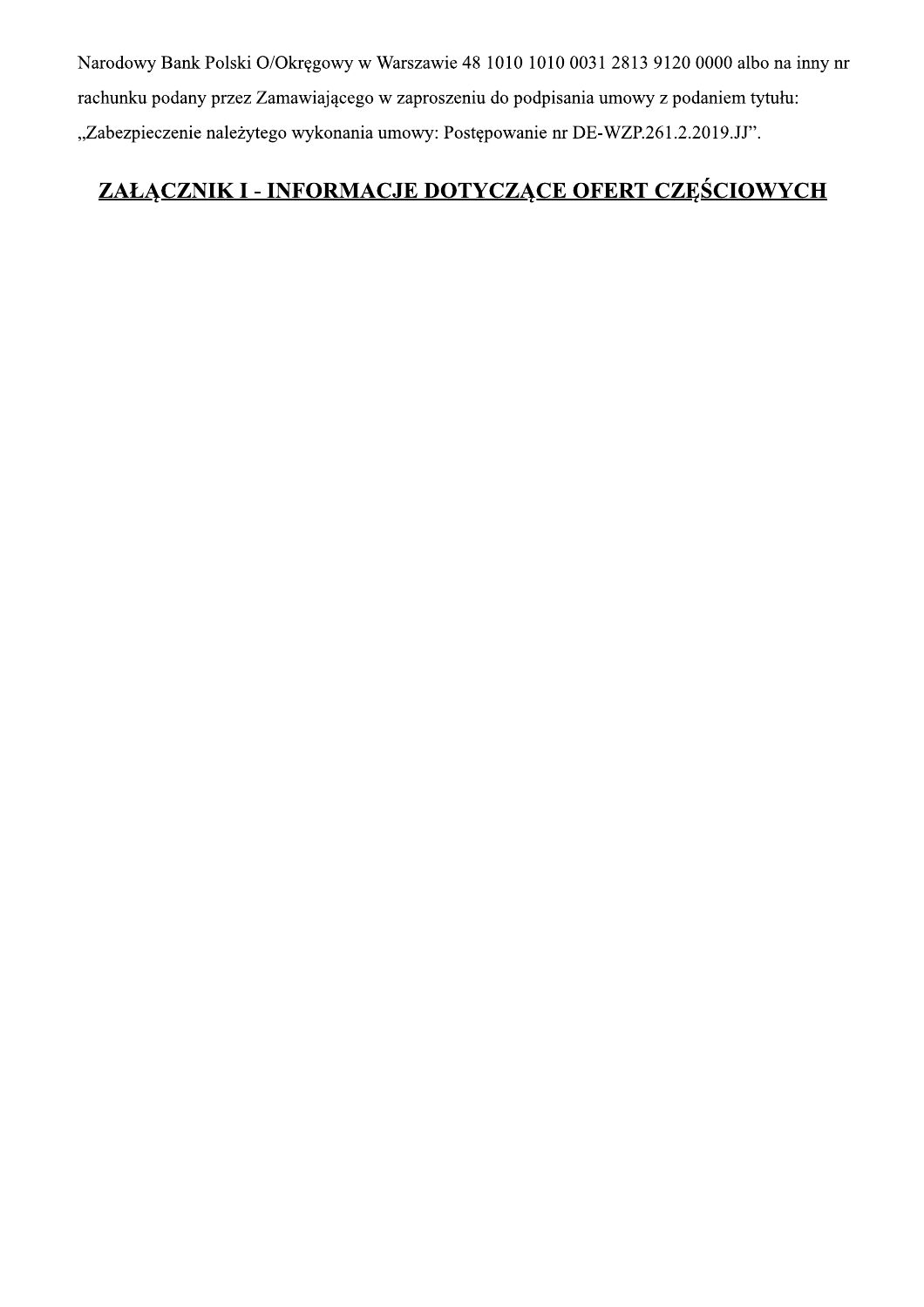Narodowy Bank Polski O/Okręgowy w Warszawie 48 1010 1010 0031 2813 9120 0000 albo na inny nr rachunku podany przez Zamawiającego w zaproszeniu do podpisania umowy z podaniem tytułu: „Zabezpieczenie należytego wykonania umowy: Postępowanie nr DE-WZP.261.2.2019.JJ".

## ZAŁĄCZNIK I - INFORMACJE DOTYCZĄCE OFERT CZĘŚCIOWYCH